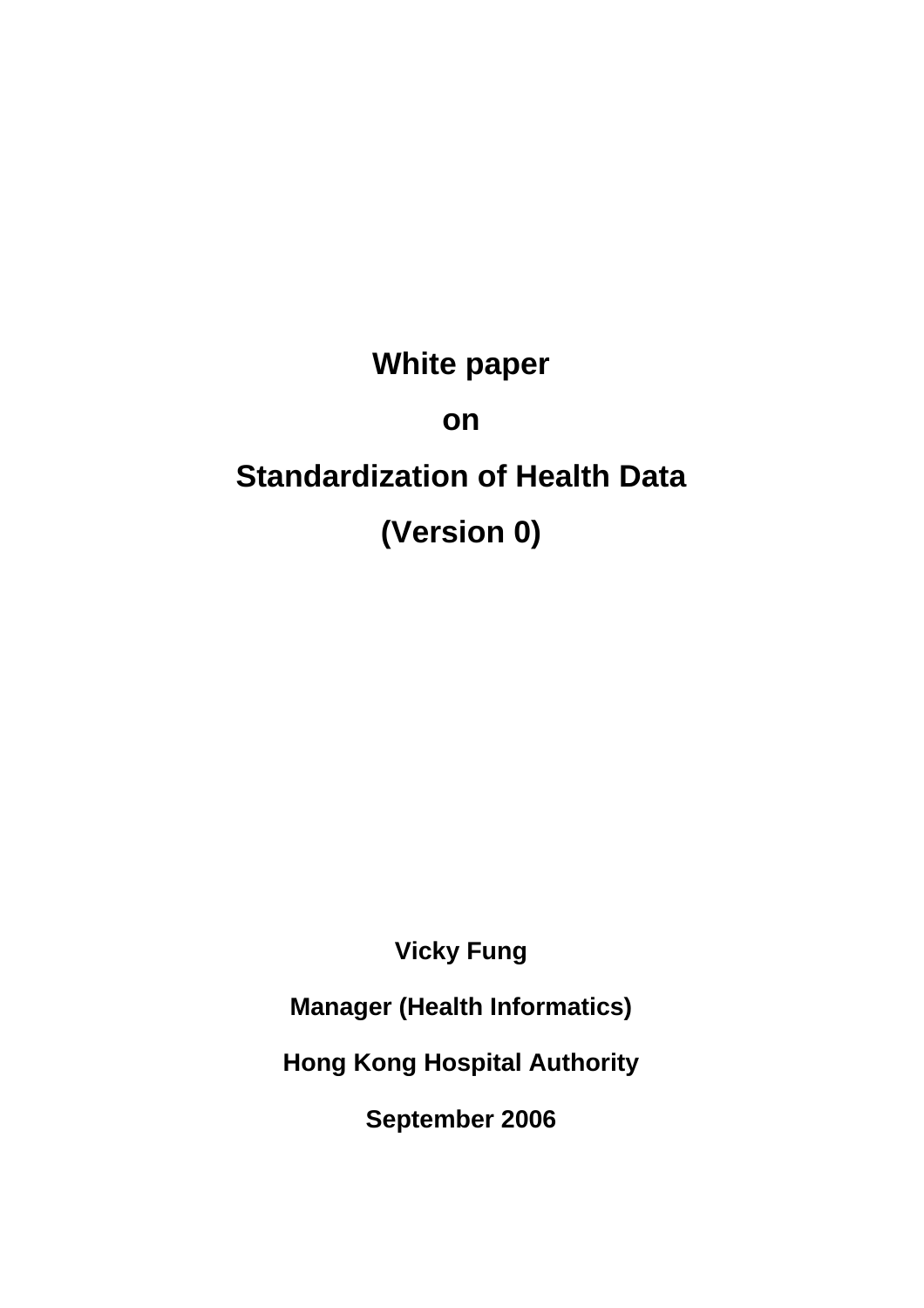# White paper

# on

# Standardization of Health Data

# (Version 0)

**Vicky Fung**

**Manager (Health Informatics)**

**Hong Kong Hospital Authority**

**September 2006**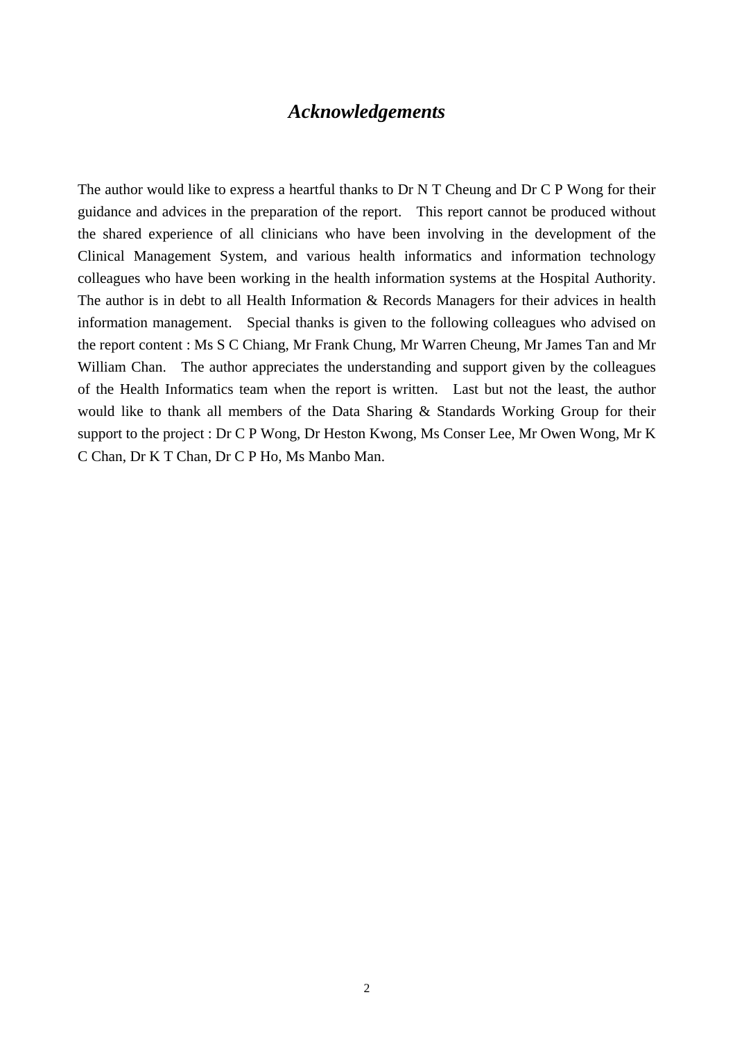# *Acknowledgements*

The author would like to express a heartful thanks to Dr N T Cheung and Dr C P Wong for their guidance and advices in the preparation of the report. This report cannot be produced without the shared experience of all clinicians who have been involving in the development of the Clinical Management System, and various health informatics and information technology colleagues who have been working in the health information systems at the Hospital Authority. The author is in debt to all Health Information & Records Managers for their advices in health information management. Special thanks is given to the following colleagues who advised on the report content : Ms S C Chiang, Mr Frank Chung, Mr Warren Cheung, Mr James Tan and Mr William Chan. The author appreciates the understanding and support given by the colleagues of the Health Informatics team when the report is written. Last but not the least, the author would like to thank all members of the Data Sharing & Standards Working Group for their support to the project : Dr C P Wong, Dr Heston Kwong, Ms Conser Lee, Mr Owen Wong, Mr K C Chan, Dr K T Chan, Dr C P Ho, Ms Manbo Man.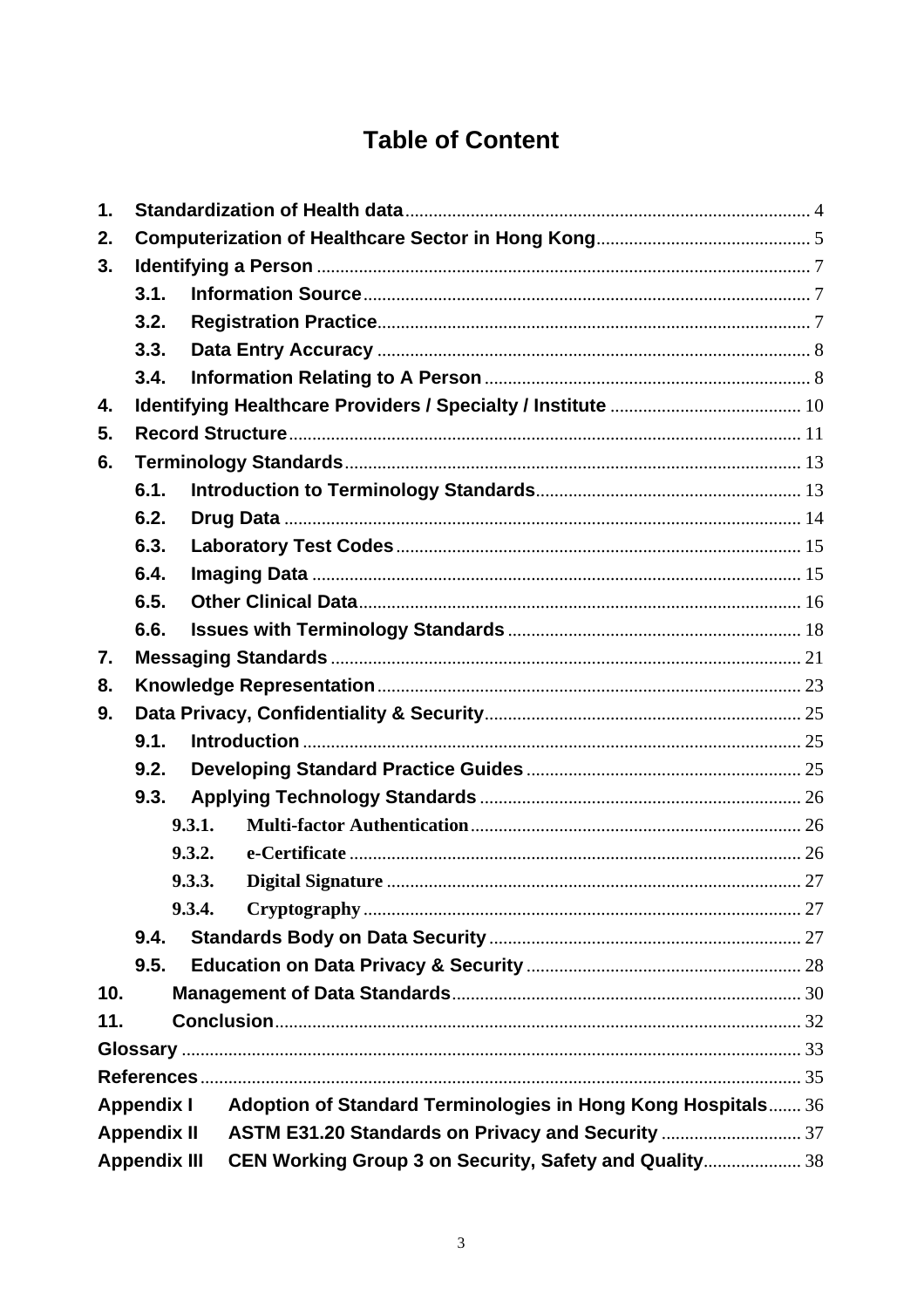# Table of Content

1. **Standardization of Health data** ...... 4
2. **Computerization of Healthcare Sector in Hong Kong** ...... 5
3. **Identifying a Person** ...... 7
   - 3.1. **Information Source** ...... 7
   - 3.2. **Registration Practice** ...... 7
   - 3.3. **Data Entry Accuracy** ...... 8
   - 3.4. **Information Relating to A Person** ...... 8
4. **Identifying Healthcare Providers / Specialty / Institute** ...... 10
5. **Record Structure** ...... 11
6. **Terminology Standards** ...... 13
   - 6.1. **Introduction to Terminology Standards** ...... 13
   - 6.2. **Drug Data** ...... 14
   - 6.3. **Laboratory Test Codes** ...... 15
   - 6.4. **Imaging Data** ...... 15
   - 6.5. **Other Clinical Data** ...... 16
   - 6.6. **Issues with Terminology Standards** ...... 18
7. **Messaging Standards** ...... 21
8. **Knowledge Representation** ...... 23
9. **Data Privacy, Confidentiality & Security** ...... 25
   - 9.1. **Introduction** ...... 25
   - 9.2. **Developing Standard Practice Guides** ...... 25
   - 9.3. **Applying Technology Standards** ...... 26
     - 9.3.1. **Multi-factor Authentication** ...... 26
     - 9.3.2. **e-Certificate** ...... 26
     - 9.3.3. **Digital Signature** ...... 27
     - 9.3.4. **Cryptography** ...... 27
   - 9.4. **Standards Body on Data Security** ...... 27
   - 9.5. **Education on Data Privacy & Security** ...... 28
10. **Management of Data Standards** ...... 30
11. **Conclusion** ...... 32

**Glossary** ...... 33

**References** ...... 35

**Appendix I** **Adoption of Standard Terminologies in Hong Kong Hospitals** ...... 36

**Appendix II** **ASTM E31.20 Standards on Privacy and Security** ...... 37

**Appendix III** **CEN Working Group 3 on Security, Safety and Quality** ...... 38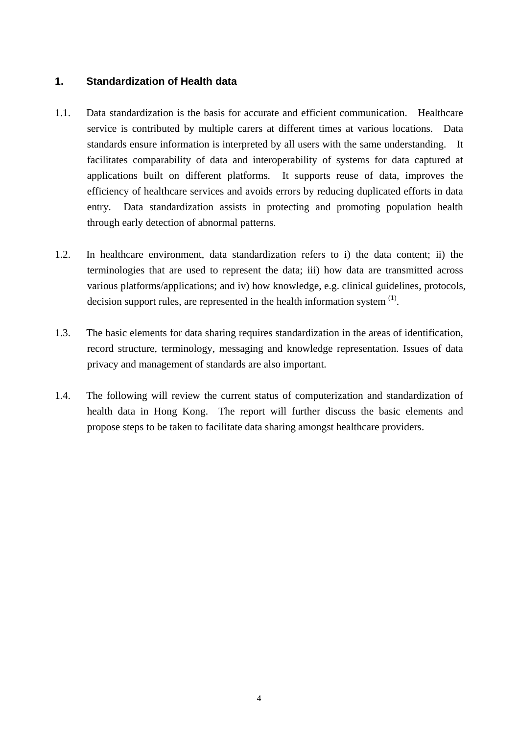# 1. Standardization of Health data

1.1. Data standardization is the basis for accurate and efficient communication. Healthcare service is contributed by multiple carers at different times at various locations. Data standards ensure information is interpreted by all users with the same understanding. It facilitates comparability of data and interoperability of systems for data captured at applications built on different platforms. It supports reuse of data, improves the efficiency of healthcare services and avoids errors by reducing duplicated efforts in data entry. Data standardization assists in protecting and promoting population health through early detection of abnormal patterns.

1.2. In healthcare environment, data standardization refers to i) the data content; ii) the terminologies that are used to represent the data; iii) how data are transmitted across various platforms/applications; and iv) how knowledge, e.g. clinical guidelines, protocols, decision support rules, are represented in the health information system [(1)].

1.3. The basic elements for data sharing requires standardization in the areas of identification, record structure, terminology, messaging and knowledge representation. Issues of data privacy and management of standards are also important.

1.4. The following will review the current status of computerization and standardization of health data in Hong Kong. The report will further discuss the basic elements and propose steps to be taken to facilitate data sharing amongst healthcare providers.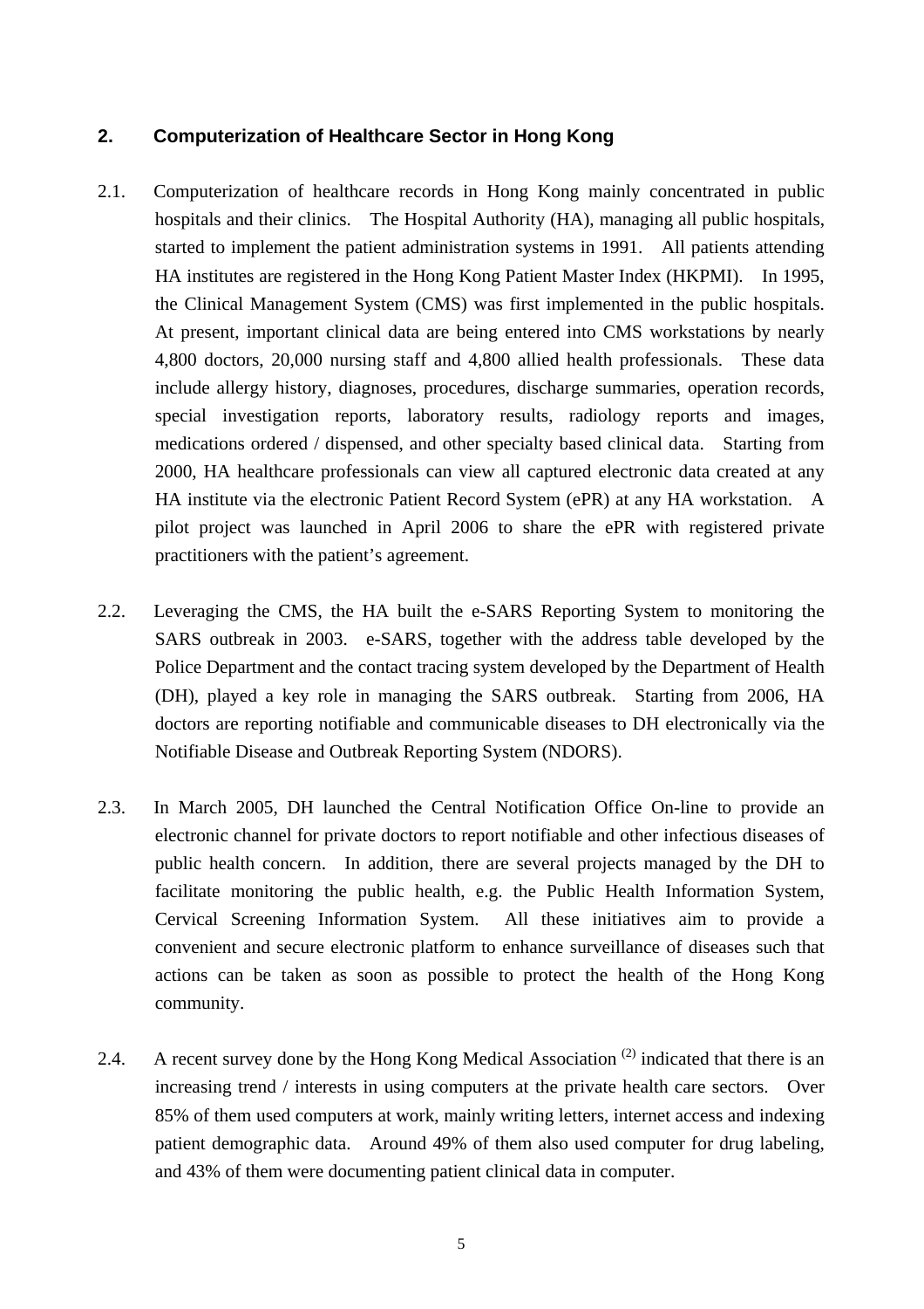## 2. Computerization of Healthcare Sector in Hong Kong

2.1. Computerization of healthcare records in Hong Kong mainly concentrated in public hospitals and their clinics. The Hospital Authority (HA), managing all public hospitals, started to implement the patient administration systems in 1991. All patients attending HA institutes are registered in the Hong Kong Patient Master Index (HKPMI). In 1995, the Clinical Management System (CMS) was first implemented in the public hospitals. At present, important clinical data are being entered into CMS workstations by nearly 4,800 doctors, 20,000 nursing staff and 4,800 allied health professionals. These data include allergy history, diagnoses, procedures, discharge summaries, operation records, special investigation reports, laboratory results, radiology reports and images, medications ordered / dispensed, and other specialty based clinical data. Starting from 2000, HA healthcare professionals can view all captured electronic data created at any HA institute via the electronic Patient Record System (ePR) at any HA workstation. A pilot project was launched in April 2006 to share the ePR with registered private practitioners with the patient's agreement.

2.2. Leveraging the CMS, the HA built the e-SARS Reporting System to monitoring the SARS outbreak in 2003. e-SARS, together with the address table developed by the Police Department and the contact tracing system developed by the Department of Health (DH), played a key role in managing the SARS outbreak. Starting from 2006, HA doctors are reporting notifiable and communicable diseases to DH electronically via the Notifiable Disease and Outbreak Reporting System (NDORS).

2.3. In March 2005, DH launched the Central Notification Office On-line to provide an electronic channel for private doctors to report notifiable and other infectious diseases of public health concern. In addition, there are several projects managed by the DH to facilitate monitoring the public health, e.g. the Public Health Information System, Cervical Screening Information System. All these initiatives aim to provide a convenient and secure electronic platform to enhance surveillance of diseases such that actions can be taken as soon as possible to protect the health of the Hong Kong community.

2.4. A recent survey done by the Hong Kong Medical Association (2) indicated that there is an increasing trend / interests in using computers at the private health care sectors. Over 85% of them used computers at work, mainly writing letters, internet access and indexing patient demographic data. Around 49% of them also used computer for drug labeling, and 43% of them were documenting patient clinical data in computer.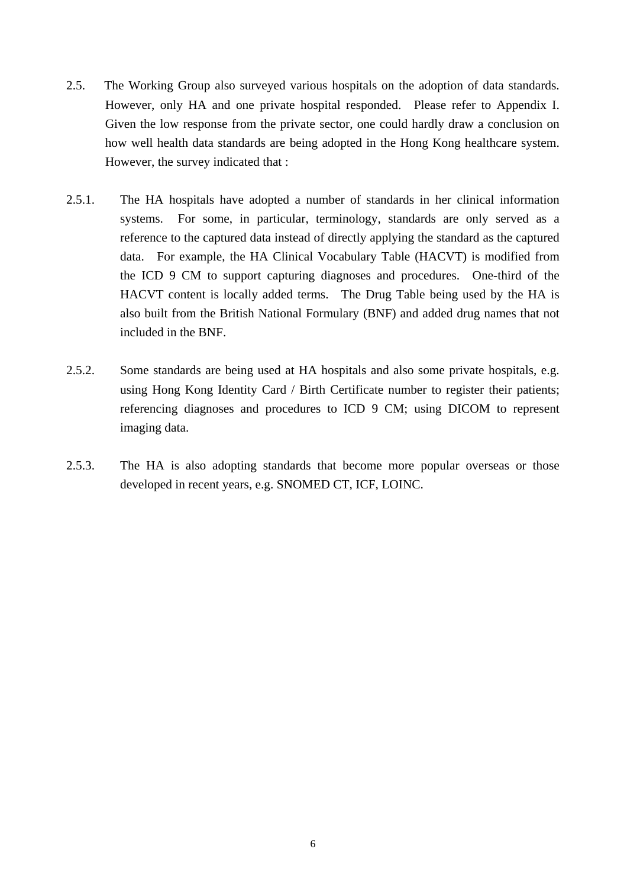2.5. The Working Group also surveyed various hospitals on the adoption of data standards. However, only HA and one private hospital responded. Please refer to Appendix I. Given the low response from the private sector, one could hardly draw a conclusion on how well health data standards are being adopted in the Hong Kong healthcare system. However, the survey indicated that :

2.5.1. The HA hospitals have adopted a number of standards in her clinical information systems. For some, in particular, terminology, standards are only served as a reference to the captured data instead of directly applying the standard as the captured data. For example, the HA Clinical Vocabulary Table (HACVT) is modified from the ICD 9 CM to support capturing diagnoses and procedures. One-third of the HACVT content is locally added terms. The Drug Table being used by the HA is also built from the British National Formulary (BNF) and added drug names that not included in the BNF.

2.5.2. Some standards are being used at HA hospitals and also some private hospitals, e.g. using Hong Kong Identity Card / Birth Certificate number to register their patients; referencing diagnoses and procedures to ICD 9 CM; using DICOM to represent imaging data.

2.5.3. The HA is also adopting standards that become more popular overseas or those developed in recent years, e.g. SNOMED CT, ICF, LOINC.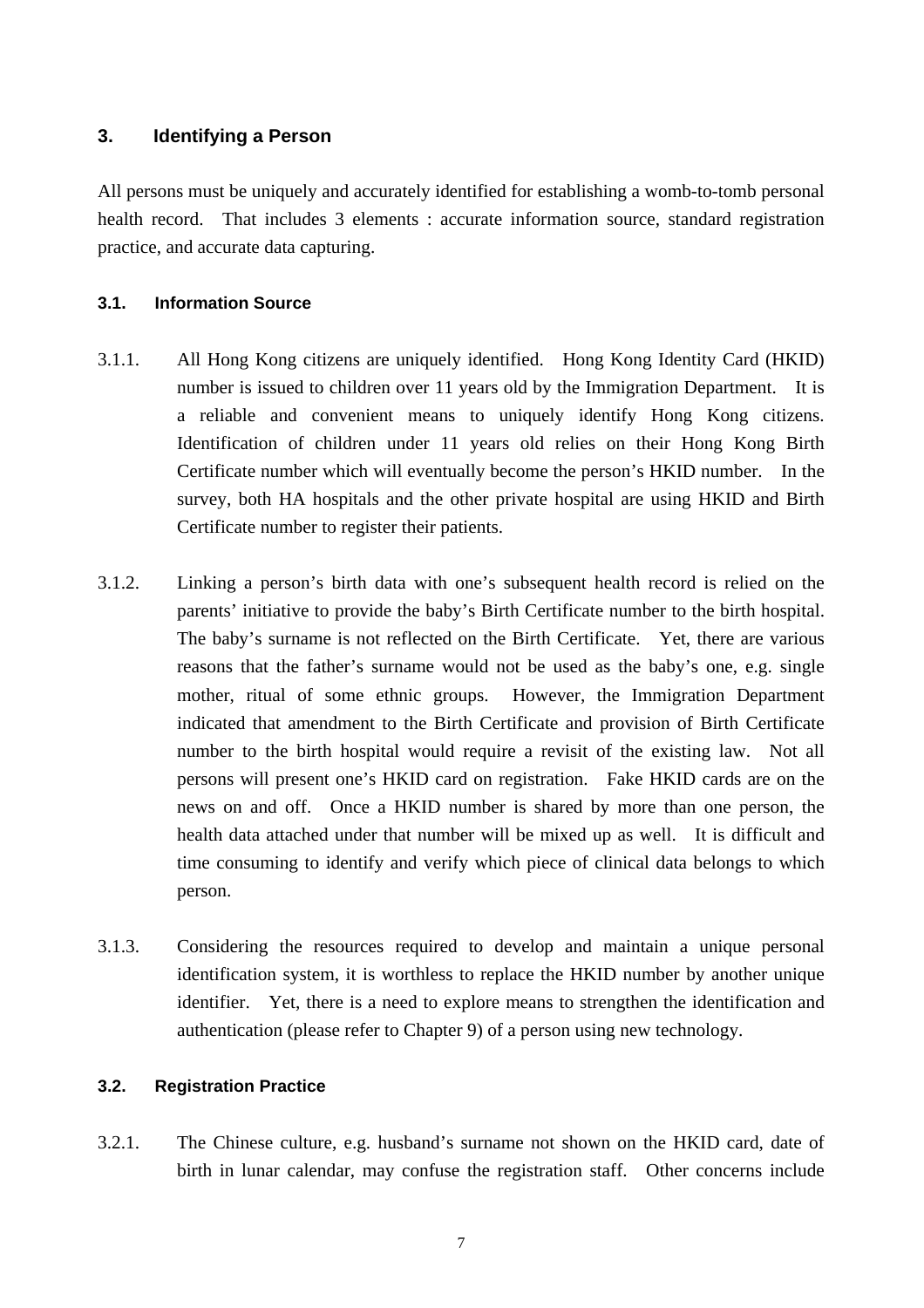## 3. Identifying a Person

All persons must be uniquely and accurately identified for establishing a womb-to-tomb personal health record. That includes 3 elements : accurate information source, standard registration practice, and accurate data capturing.

### 3.1. Information Source

3.1.1. All Hong Kong citizens are uniquely identified. Hong Kong Identity Card (HKID) number is issued to children over 11 years old by the Immigration Department. It is a reliable and convenient means to uniquely identify Hong Kong citizens. Identification of children under 11 years old relies on their Hong Kong Birth Certificate number which will eventually become the person's HKID number. In the survey, both HA hospitals and the other private hospital are using HKID and Birth Certificate number to register their patients.

3.1.2. Linking a person's birth data with one's subsequent health record is relied on the parents' initiative to provide the baby's Birth Certificate number to the birth hospital. The baby's surname is not reflected on the Birth Certificate. Yet, there are various reasons that the father's surname would not be used as the baby's one, e.g. single mother, ritual of some ethnic groups. However, the Immigration Department indicated that amendment to the Birth Certificate and provision of Birth Certificate number to the birth hospital would require a revisit of the existing law. Not all persons will present one's HKID card on registration. Fake HKID cards are on the news on and off. Once a HKID number is shared by more than one person, the health data attached under that number will be mixed up as well. It is difficult and time consuming to identify and verify which piece of clinical data belongs to which person.

3.1.3. Considering the resources required to develop and maintain a unique personal identification system, it is worthless to replace the HKID number by another unique identifier. Yet, there is a need to explore means to strengthen the identification and authentication (please refer to Chapter 9) of a person using new technology.

### 3.2. Registration Practice

3.2.1. The Chinese culture, e.g. husband's surname not shown on the HKID card, date of birth in lunar calendar, may confuse the registration staff. Other concerns include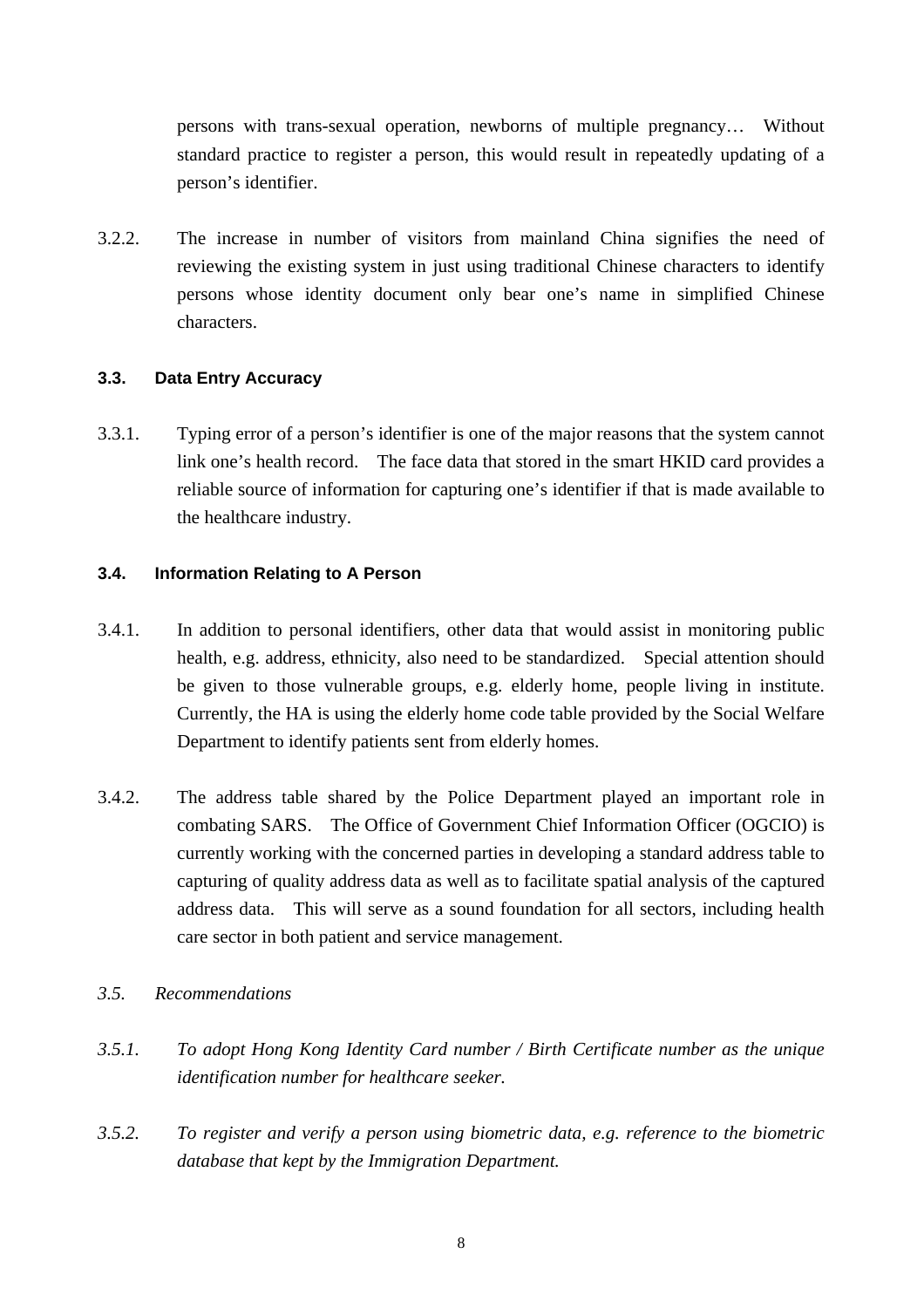persons with trans-sexual operation, newborns of multiple pregnancy… Without standard practice to register a person, this would result in repeatedly updating of a person's identifier.

3.2.2. The increase in number of visitors from mainland China signifies the need of reviewing the existing system in just using traditional Chinese characters to identify persons whose identity document only bear one's name in simplified Chinese characters.

### 3.3. Data Entry Accuracy

3.3.1. Typing error of a person's identifier is one of the major reasons that the system cannot link one's health record. The face data that stored in the smart HKID card provides a reliable source of information for capturing one's identifier if that is made available to the healthcare industry.

### 3.4. Information Relating to A Person

3.4.1. In addition to personal identifiers, other data that would assist in monitoring public health, e.g. address, ethnicity, also need to be standardized. Special attention should be given to those vulnerable groups, e.g. elderly home, people living in institute. Currently, the HA is using the elderly home code table provided by the Social Welfare Department to identify patients sent from elderly homes.

3.4.2. The address table shared by the Police Department played an important role in combating SARS. The Office of Government Chief Information Officer (OGCIO) is currently working with the concerned parties in developing a standard address table to capturing of quality address data as well as to facilitate spatial analysis of the captured address data. This will serve as a sound foundation for all sectors, including health care sector in both patient and service management.

### *3.5. Recommendations*

*3.5.1. To adopt Hong Kong Identity Card number / Birth Certificate number as the unique identification number for healthcare seeker.*

*3.5.2. To register and verify a person using biometric data, e.g. reference to the biometric database that kept by the Immigration Department.*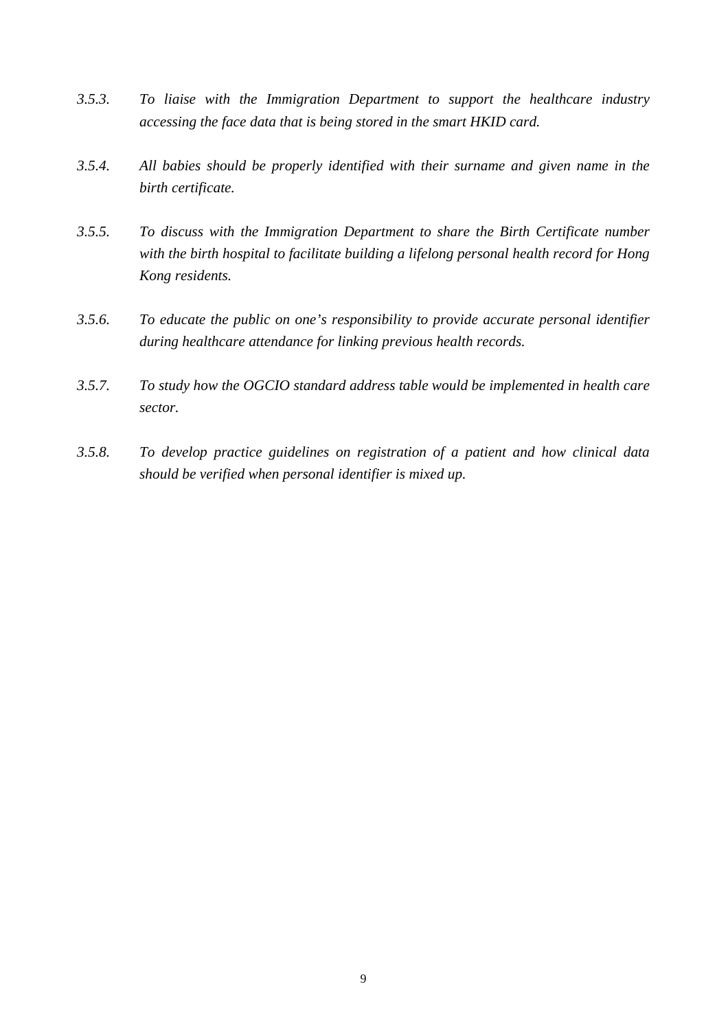*3.5.3.* *To liaise with the Immigration Department to support the healthcare industry accessing the face data that is being stored in the smart HKID card.*

*3.5.4.* *All babies should be properly identified with their surname and given name in the birth certificate.*

*3.5.5.* *To discuss with the Immigration Department to share the Birth Certificate number with the birth hospital to facilitate building a lifelong personal health record for Hong Kong residents.*

*3.5.6.* *To educate the public on one's responsibility to provide accurate personal identifier during healthcare attendance for linking previous health records.*

*3.5.7.* *To study how the OGCIO standard address table would be implemented in health care sector.*

*3.5.8.* *To develop practice guidelines on registration of a patient and how clinical data should be verified when personal identifier is mixed up.*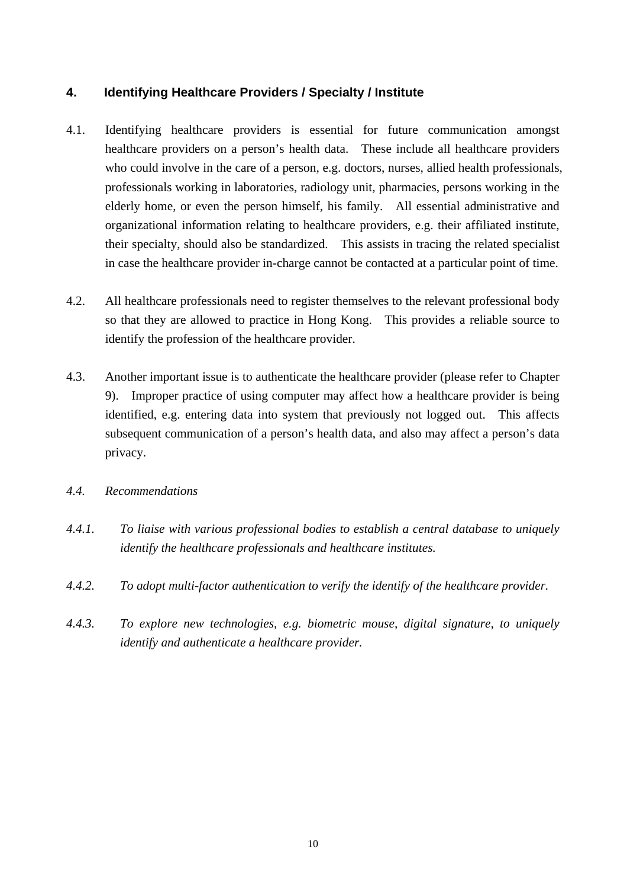## 4. Identifying Healthcare Providers / Specialty / Institute

4.1. Identifying healthcare providers is essential for future communication amongst healthcare providers on a person's health data. These include all healthcare providers who could involve in the care of a person, e.g. doctors, nurses, allied health professionals, professionals working in laboratories, radiology unit, pharmacies, persons working in the elderly home, or even the person himself, his family. All essential administrative and organizational information relating to healthcare providers, e.g. their affiliated institute, their specialty, should also be standardized. This assists in tracing the related specialist in case the healthcare provider in-charge cannot be contacted at a particular point of time.

4.2. All healthcare professionals need to register themselves to the relevant professional body so that they are allowed to practice in Hong Kong. This provides a reliable source to identify the profession of the healthcare provider.

4.3. Another important issue is to authenticate the healthcare provider (please refer to Chapter 9). Improper practice of using computer may affect how a healthcare provider is being identified, e.g. entering data into system that previously not logged out. This affects subsequent communication of a person's health data, and also may affect a person's data privacy.

*4.4. Recommendations*

*4.4.1. To liaise with various professional bodies to establish a central database to uniquely identify the healthcare professionals and healthcare institutes.*

*4.4.2. To adopt multi-factor authentication to verify the identify of the healthcare provider.*

*4.4.3. To explore new technologies, e.g. biometric mouse, digital signature, to uniquely identify and authenticate a healthcare provider.*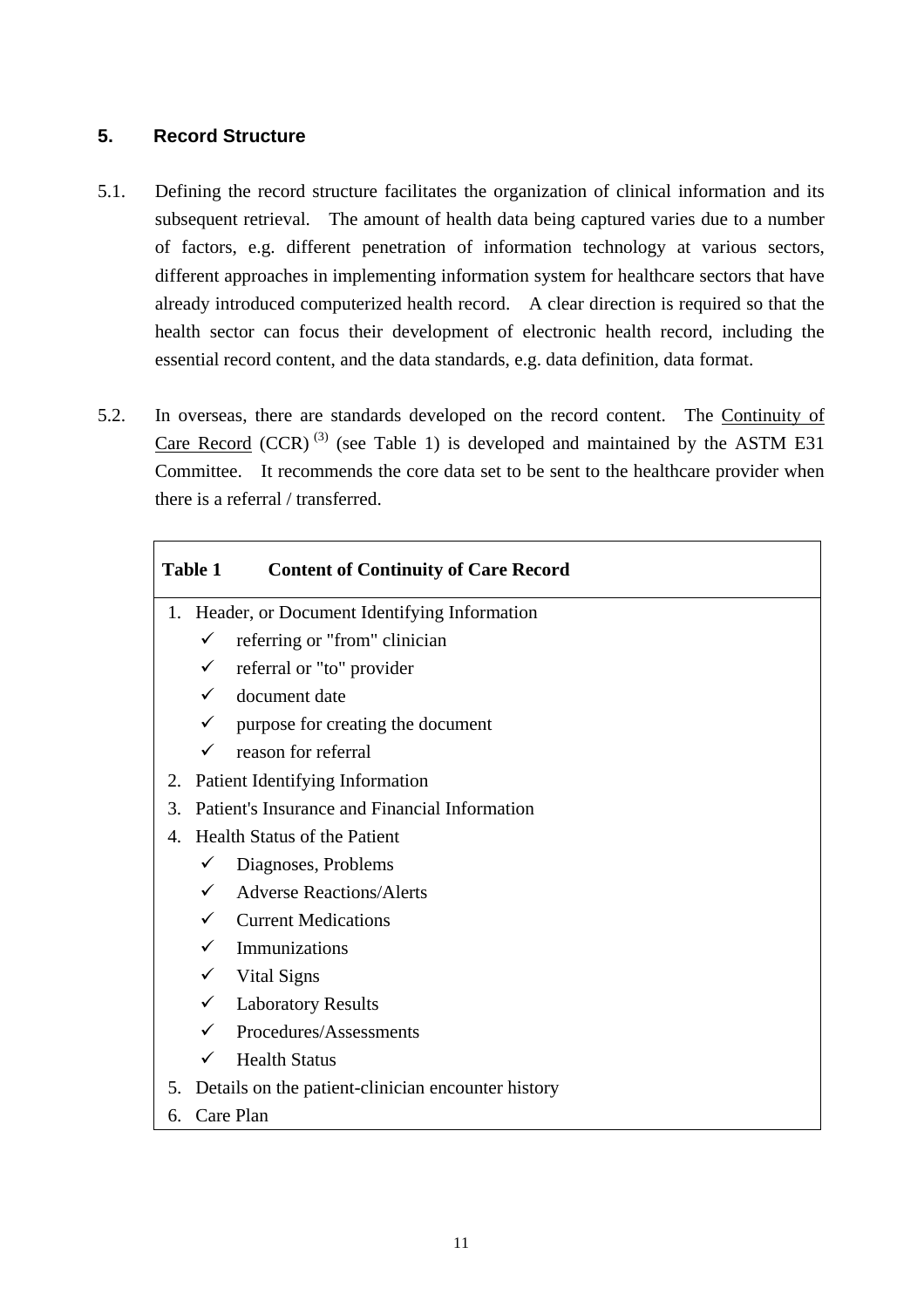## 5. Record Structure

5.1. Defining the record structure facilitates the organization of clinical information and its subsequent retrieval. The amount of health data being captured varies due to a number of factors, e.g. different penetration of information technology at various sectors, different approaches in implementing information system for healthcare sectors that have already introduced computerized health record. A clear direction is required so that the health sector can focus their development of electronic health record, including the essential record content, and the data standards, e.g. data definition, data format.

5.2. In overseas, there are standards developed on the record content. The Continuity of Care Record (CCR) [3] (see Table 1) is developed and maintained by the ASTM E31 Committee. It recommends the core data set to be sent to the healthcare provider when there is a referral / transferred.

| **Table 1 Content of Continuity of Care Record** |
|---|
| 1. Header, or Document Identifying Information<br>✓ referring or "from" clinician<br>✓ referral or "to" provider<br>✓ document date<br>✓ purpose for creating the document<br>✓ reason for referral<br>2. Patient Identifying Information<br>3. Patient's Insurance and Financial Information<br>4. Health Status of the Patient<br>✓ Diagnoses, Problems<br>✓ Adverse Reactions/Alerts<br>✓ Current Medications<br>✓ Immunizations<br>✓ Vital Signs<br>✓ Laboratory Results<br>✓ Procedures/Assessments<br>✓ Health Status<br>5. Details on the patient-clinician encounter history<br>6. Care Plan |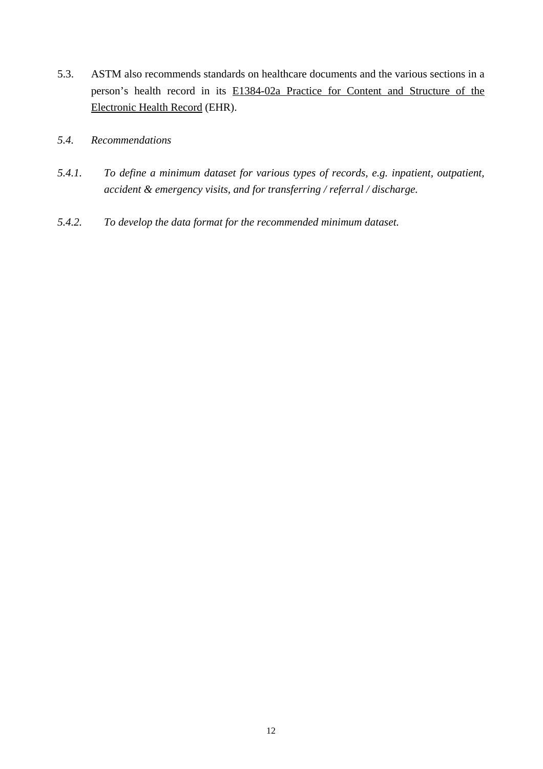5.3. ASTM also recommends standards on healthcare documents and the various sections in a person's health record in its E1384-02a Practice for Content and Structure of the Electronic Health Record (EHR).

*5.4. Recommendations*

*5.4.1. To define a minimum dataset for various types of records, e.g. inpatient, outpatient, accident & emergency visits, and for transferring / referral / discharge.*

*5.4.2. To develop the data format for the recommended minimum dataset.*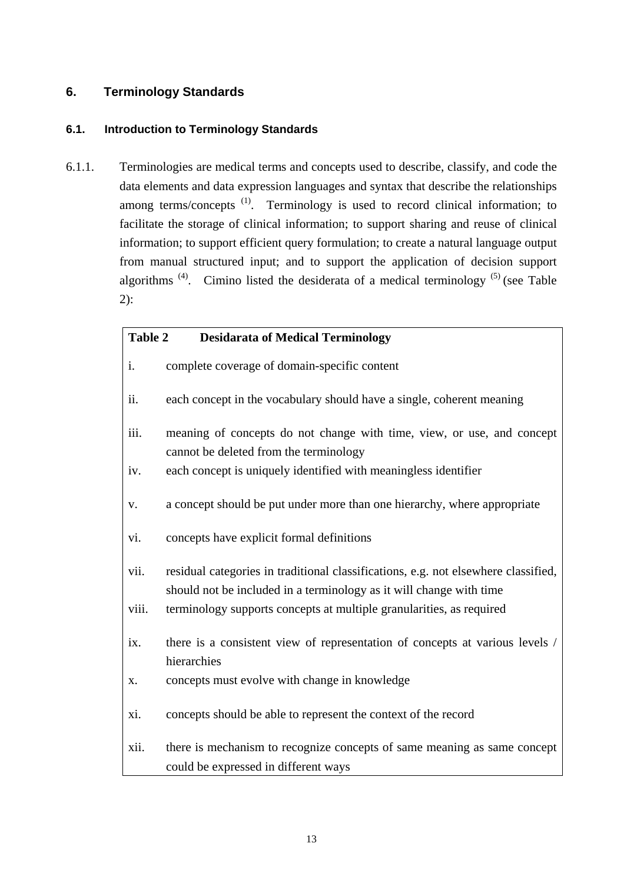## 6. Terminology Standards

### 6.1. Introduction to Terminology Standards

6.1.1. Terminologies are medical terms and concepts used to describe, classify, and code the data elements and data expression languages and syntax that describe the relationships among terms/concepts [1]. Terminology is used to record clinical information; to facilitate the storage of clinical information; to support sharing and reuse of clinical information; to support efficient query formulation; to create a natural language output from manual structured input; and to support the application of decision support algorithms [4]. Cimino listed the desiderata of a medical terminology [5] (see Table 2):

| **Table 2** | **Desidarata of Medical Terminology** |
|---|---|
| i. | complete coverage of domain-specific content |
| ii. | each concept in the vocabulary should have a single, coherent meaning |
| iii. | meaning of concepts do not change with time, view, or use, and concept cannot be deleted from the terminology |
| iv. | each concept is uniquely identified with meaningless identifier |
| v. | a concept should be put under more than one hierarchy, where appropriate |
| vi. | concepts have explicit formal definitions |
| vii. | residual categories in traditional classifications, e.g. not elsewhere classified, should not be included in a terminology as it will change with time |
| viii. | terminology supports concepts at multiple granularities, as required |
| ix. | there is a consistent view of representation of concepts at various levels / hierarchies |
| x. | concepts must evolve with change in knowledge |
| xi. | concepts should be able to represent the context of the record |
| xii. | there is mechanism to recognize concepts of same meaning as same concept could be expressed in different ways |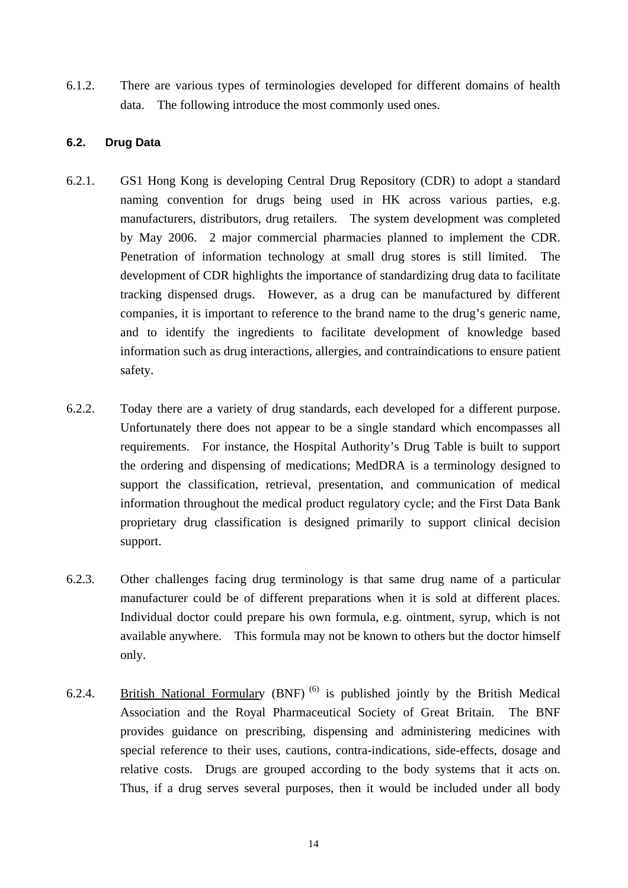6.1.2. There are various types of terminologies developed for different domains of health data. The following introduce the most commonly used ones.

### 6.2. Drug Data

6.2.1. GS1 Hong Kong is developing Central Drug Repository (CDR) to adopt a standard naming convention for drugs being used in HK across various parties, e.g. manufacturers, distributors, drug retailers. The system development was completed by May 2006. 2 major commercial pharmacies planned to implement the CDR. Penetration of information technology at small drug stores is still limited. The development of CDR highlights the importance of standardizing drug data to facilitate tracking dispensed drugs. However, as a drug can be manufactured by different companies, it is important to reference to the brand name to the drug's generic name, and to identify the ingredients to facilitate development of knowledge based information such as drug interactions, allergies, and contraindications to ensure patient safety.

6.2.2. Today there are a variety of drug standards, each developed for a different purpose. Unfortunately there does not appear to be a single standard which encompasses all requirements. For instance, the Hospital Authority's Drug Table is built to support the ordering and dispensing of medications; MedDRA is a terminology designed to support the classification, retrieval, presentation, and communication of medical information throughout the medical product regulatory cycle; and the First Data Bank proprietary drug classification is designed primarily to support clinical decision support.

6.2.3. Other challenges facing drug terminology is that same drug name of a particular manufacturer could be of different preparations when it is sold at different places. Individual doctor could prepare his own formula, e.g. ointment, syrup, which is not available anywhere. This formula may not be known to others but the doctor himself only.

6.2.4. British National Formulary (BNF) [6] is published jointly by the British Medical Association and the Royal Pharmaceutical Society of Great Britain. The BNF provides guidance on prescribing, dispensing and administering medicines with special reference to their uses, cautions, contra-indications, side-effects, dosage and relative costs. Drugs are grouped according to the body systems that it acts on. Thus, if a drug serves several purposes, then it would be included under all body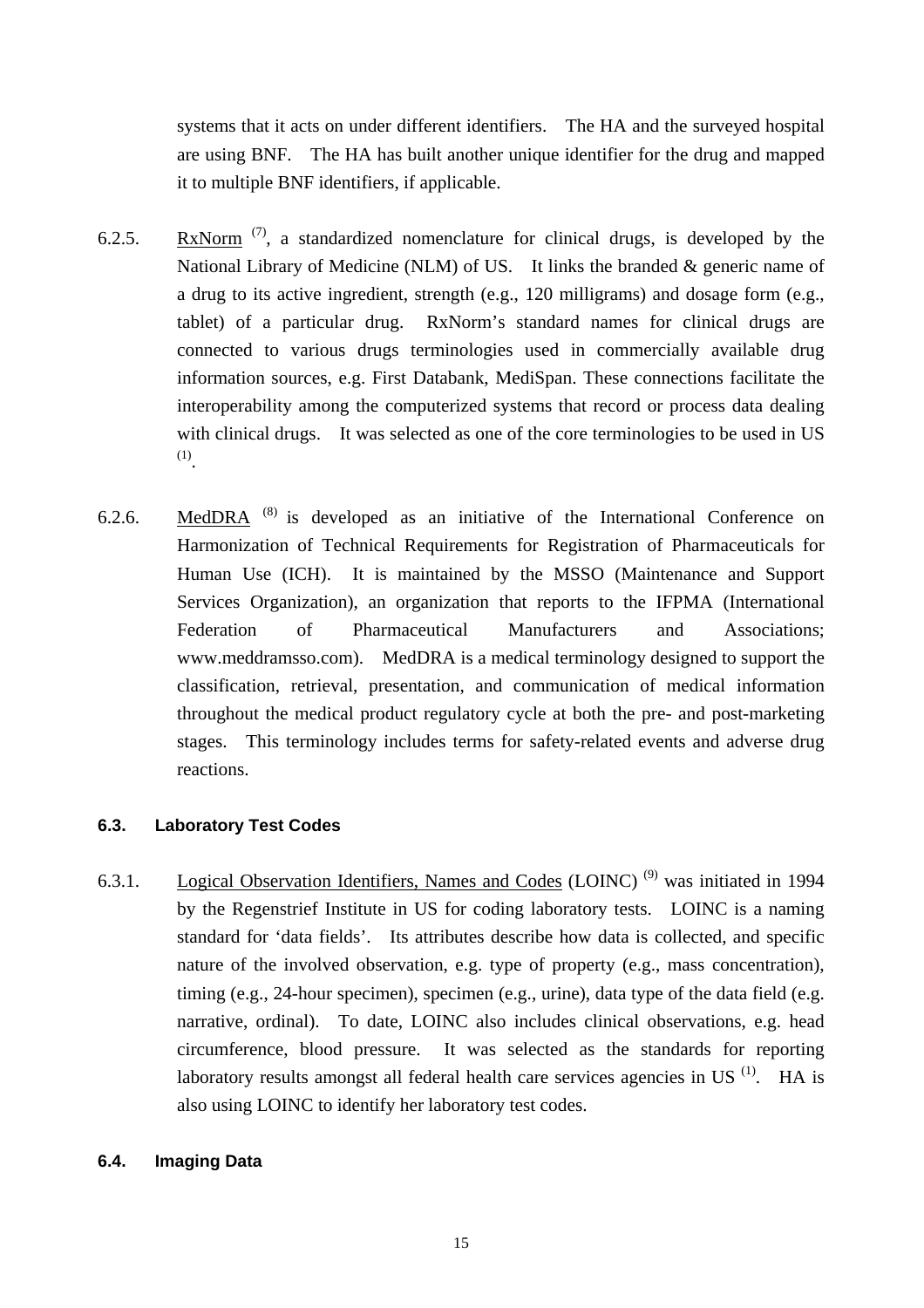systems that it acts on under different identifiers. The HA and the surveyed hospital are using BNF. The HA has built another unique identifier for the drug and mapped it to multiple BNF identifiers, if applicable.

6.2.5. RxNorm [7], a standardized nomenclature for clinical drugs, is developed by the National Library of Medicine (NLM) of US. It links the branded & generic name of a drug to its active ingredient, strength (e.g., 120 milligrams) and dosage form (e.g., tablet) of a particular drug. RxNorm's standard names for clinical drugs are connected to various drugs terminologies used in commercially available drug information sources, e.g. First Databank, MediSpan. These connections facilitate the interoperability among the computerized systems that record or process data dealing with clinical drugs. It was selected as one of the core terminologies to be used in US [1].

6.2.6. MedDRA [8] is developed as an initiative of the International Conference on Harmonization of Technical Requirements for Registration of Pharmaceuticals for Human Use (ICH). It is maintained by the MSSO (Maintenance and Support Services Organization), an organization that reports to the IFPMA (International Federation of Pharmaceutical Manufacturers and Associations; www.meddramsso.com). MedDRA is a medical terminology designed to support the classification, retrieval, presentation, and communication of medical information throughout the medical product regulatory cycle at both the pre- and post-marketing stages. This terminology includes terms for safety-related events and adverse drug reactions.

### 6.3. Laboratory Test Codes

6.3.1. Logical Observation Identifiers, Names and Codes (LOINC) [9] was initiated in 1994 by the Regenstrief Institute in US for coding laboratory tests. LOINC is a naming standard for 'data fields'. Its attributes describe how data is collected, and specific nature of the involved observation, e.g. type of property (e.g., mass concentration), timing (e.g., 24-hour specimen), specimen (e.g., urine), data type of the data field (e.g. narrative, ordinal). To date, LOINC also includes clinical observations, e.g. head circumference, blood pressure. It was selected as the standards for reporting laboratory results amongst all federal health care services agencies in US [1]. HA is also using LOINC to identify her laboratory test codes.

### 6.4. Imaging Data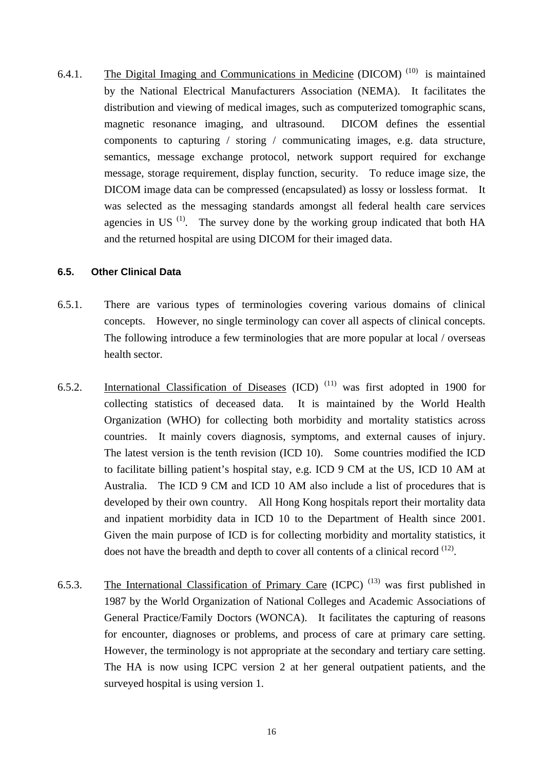6.4.1. The Digital Imaging and Communications in Medicine (DICOM) [10] is maintained by the National Electrical Manufacturers Association (NEMA). It facilitates the distribution and viewing of medical images, such as computerized tomographic scans, magnetic resonance imaging, and ultrasound. DICOM defines the essential components to capturing / storing / communicating images, e.g. data structure, semantics, message exchange protocol, network support required for exchange message, storage requirement, display function, security. To reduce image size, the DICOM image data can be compressed (encapsulated) as lossy or lossless format. It was selected as the messaging standards amongst all federal health care services agencies in US [1]. The survey done by the working group indicated that both HA and the returned hospital are using DICOM for their imaged data.

### 6.5. Other Clinical Data

6.5.1. There are various types of terminologies covering various domains of clinical concepts. However, no single terminology can cover all aspects of clinical concepts. The following introduce a few terminologies that are more popular at local / overseas health sector.

6.5.2. International Classification of Diseases (ICD) [11] was first adopted in 1900 for collecting statistics of deceased data. It is maintained by the World Health Organization (WHO) for collecting both morbidity and mortality statistics across countries. It mainly covers diagnosis, symptoms, and external causes of injury. The latest version is the tenth revision (ICD 10). Some countries modified the ICD to facilitate billing patient's hospital stay, e.g. ICD 9 CM at the US, ICD 10 AM at Australia. The ICD 9 CM and ICD 10 AM also include a list of procedures that is developed by their own country. All Hong Kong hospitals report their mortality data and inpatient morbidity data in ICD 10 to the Department of Health since 2001. Given the main purpose of ICD is for collecting morbidity and mortality statistics, it does not have the breadth and depth to cover all contents of a clinical record [12].

6.5.3. The International Classification of Primary Care (ICPC) [13] was first published in 1987 by the World Organization of National Colleges and Academic Associations of General Practice/Family Doctors (WONCA). It facilitates the capturing of reasons for encounter, diagnoses or problems, and process of care at primary care setting. However, the terminology is not appropriate at the secondary and tertiary care setting. The HA is now using ICPC version 2 at her general outpatient patients, and the surveyed hospital is using version 1.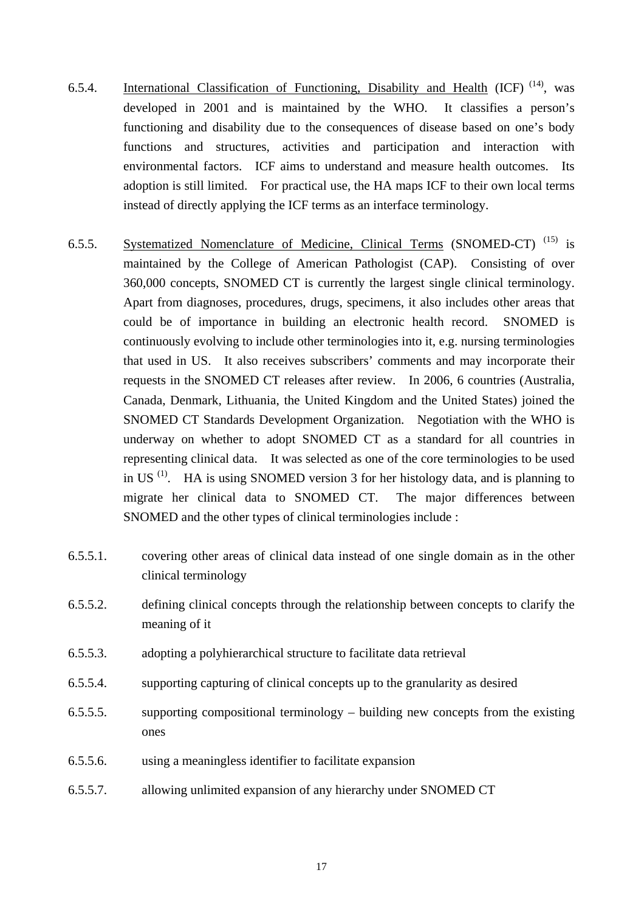6.5.4. International Classification of Functioning, Disability and Health (ICF) [14], was developed in 2001 and is maintained by the WHO. It classifies a person's functioning and disability due to the consequences of disease based on one's body functions and structures, activities and participation and interaction with environmental factors. ICF aims to understand and measure health outcomes. Its adoption is still limited. For practical use, the HA maps ICF to their own local terms instead of directly applying the ICF terms as an interface terminology.

6.5.5. Systematized Nomenclature of Medicine, Clinical Terms (SNOMED-CT) [15] is maintained by the College of American Pathologist (CAP). Consisting of over 360,000 concepts, SNOMED CT is currently the largest single clinical terminology. Apart from diagnoses, procedures, drugs, specimens, it also includes other areas that could be of importance in building an electronic health record. SNOMED is continuously evolving to include other terminologies into it, e.g. nursing terminologies that used in US. It also receives subscribers' comments and may incorporate their requests in the SNOMED CT releases after review. In 2006, 6 countries (Australia, Canada, Denmark, Lithuania, the United Kingdom and the United States) joined the SNOMED CT Standards Development Organization. Negotiation with the WHO is underway on whether to adopt SNOMED CT as a standard for all countries in representing clinical data. It was selected as one of the core terminologies to be used in US [1]. HA is using SNOMED version 3 for her histology data, and is planning to migrate her clinical data to SNOMED CT. The major differences between SNOMED and the other types of clinical terminologies include :

6.5.5.1. covering other areas of clinical data instead of one single domain as in the other clinical terminology

6.5.5.2. defining clinical concepts through the relationship between concepts to clarify the meaning of it

6.5.5.3. adopting a polyhierarchical structure to facilitate data retrieval

6.5.5.4. supporting capturing of clinical concepts up to the granularity as desired

6.5.5.5. supporting compositional terminology – building new concepts from the existing ones

6.5.5.6. using a meaningless identifier to facilitate expansion

6.5.5.7. allowing unlimited expansion of any hierarchy under SNOMED CT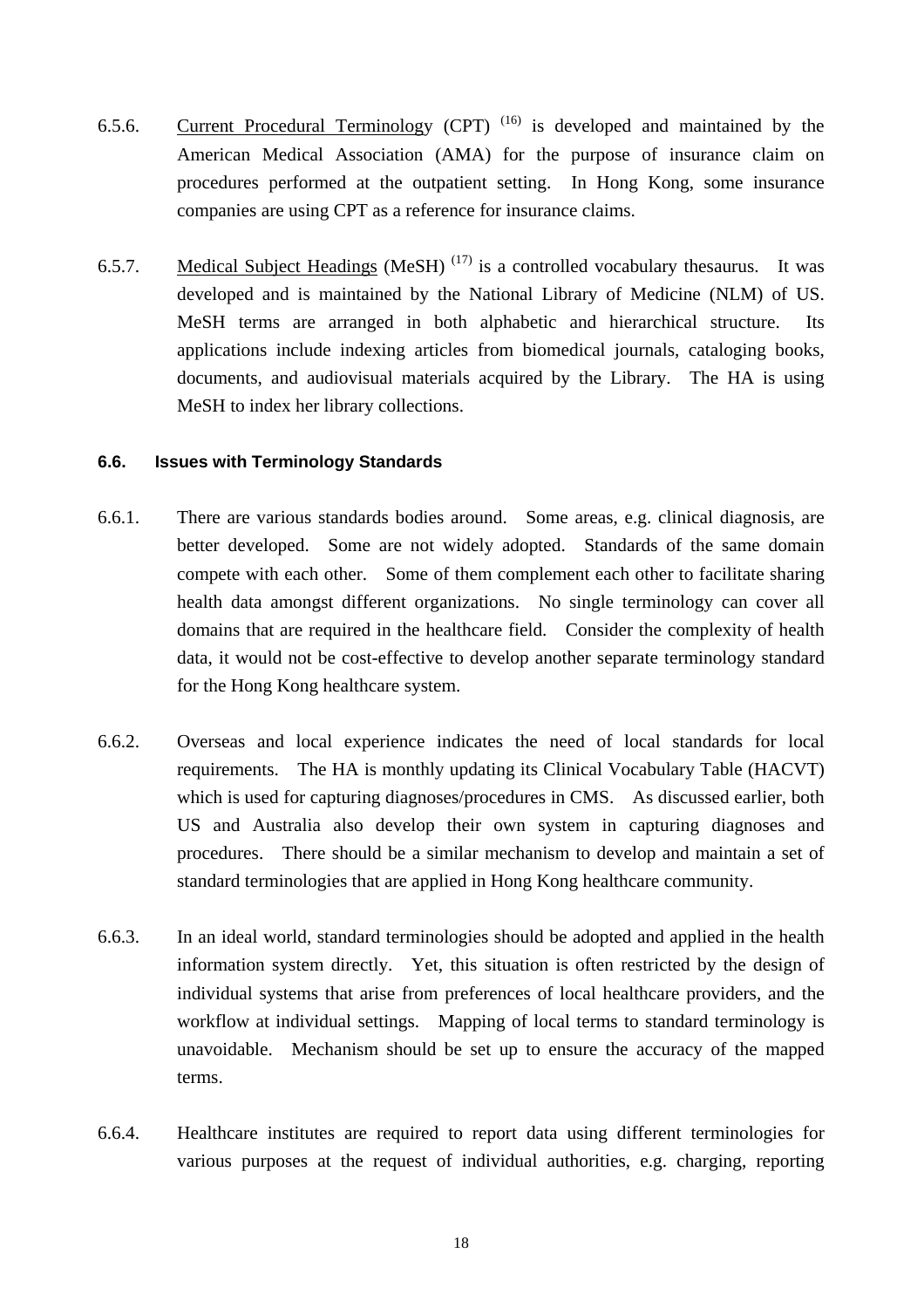6.5.6. Current Procedural Terminology (CPT) [16] is developed and maintained by the American Medical Association (AMA) for the purpose of insurance claim on procedures performed at the outpatient setting. In Hong Kong, some insurance companies are using CPT as a reference for insurance claims.

6.5.7. Medical Subject Headings (MeSH) [17] is a controlled vocabulary thesaurus. It was developed and is maintained by the National Library of Medicine (NLM) of US. MeSH terms are arranged in both alphabetic and hierarchical structure. Its applications include indexing articles from biomedical journals, cataloging books, documents, and audiovisual materials acquired by the Library. The HA is using MeSH to index her library collections.

### 6.6. Issues with Terminology Standards

6.6.1. There are various standards bodies around. Some areas, e.g. clinical diagnosis, are better developed. Some are not widely adopted. Standards of the same domain compete with each other. Some of them complement each other to facilitate sharing health data amongst different organizations. No single terminology can cover all domains that are required in the healthcare field. Consider the complexity of health data, it would not be cost-effective to develop another separate terminology standard for the Hong Kong healthcare system.

6.6.2. Overseas and local experience indicates the need of local standards for local requirements. The HA is monthly updating its Clinical Vocabulary Table (HACVT) which is used for capturing diagnoses/procedures in CMS. As discussed earlier, both US and Australia also develop their own system in capturing diagnoses and procedures. There should be a similar mechanism to develop and maintain a set of standard terminologies that are applied in Hong Kong healthcare community.

6.6.3. In an ideal world, standard terminologies should be adopted and applied in the health information system directly. Yet, this situation is often restricted by the design of individual systems that arise from preferences of local healthcare providers, and the workflow at individual settings. Mapping of local terms to standard terminology is unavoidable. Mechanism should be set up to ensure the accuracy of the mapped terms.

6.6.4. Healthcare institutes are required to report data using different terminologies for various purposes at the request of individual authorities, e.g. charging, reporting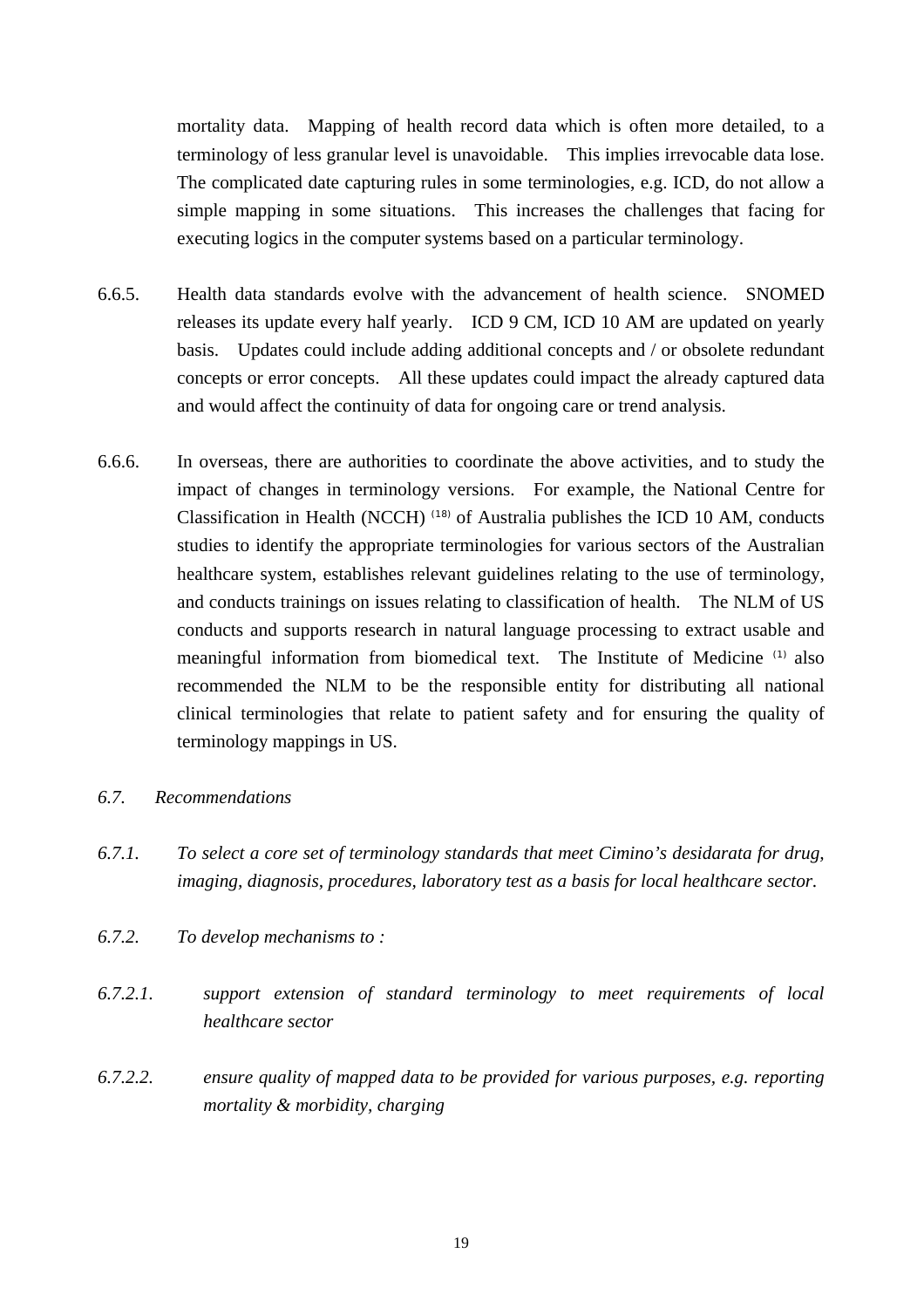mortality data. Mapping of health record data which is often more detailed, to a terminology of less granular level is unavoidable. This implies irrevocable data lose. The complicated date capturing rules in some terminologies, e.g. ICD, do not allow a simple mapping in some situations. This increases the challenges that facing for executing logics in the computer systems based on a particular terminology.

6.6.5. Health data standards evolve with the advancement of health science. SNOMED releases its update every half yearly. ICD 9 CM, ICD 10 AM are updated on yearly basis. Updates could include adding additional concepts and / or obsolete redundant concepts or error concepts. All these updates could impact the already captured data and would affect the continuity of data for ongoing care or trend analysis.

6.6.6. In overseas, there are authorities to coordinate the above activities, and to study the impact of changes in terminology versions. For example, the National Centre for Classification in Health (NCCH) [18] of Australia publishes the ICD 10 AM, conducts studies to identify the appropriate terminologies for various sectors of the Australian healthcare system, establishes relevant guidelines relating to the use of terminology, and conducts trainings on issues relating to classification of health. The NLM of US conducts and supports research in natural language processing to extract usable and meaningful information from biomedical text. The Institute of Medicine [1] also recommended the NLM to be the responsible entity for distributing all national clinical terminologies that relate to patient safety and for ensuring the quality of terminology mappings in US.

*6.7. Recommendations*

*6.7.1. To select a core set of terminology standards that meet Cimino's desidarata for drug, imaging, diagnosis, procedures, laboratory test as a basis for local healthcare sector.*

*6.7.2. To develop mechanisms to :*

*6.7.2.1. support extension of standard terminology to meet requirements of local healthcare sector*

*6.7.2.2. ensure quality of mapped data to be provided for various purposes, e.g. reporting mortality & morbidity, charging*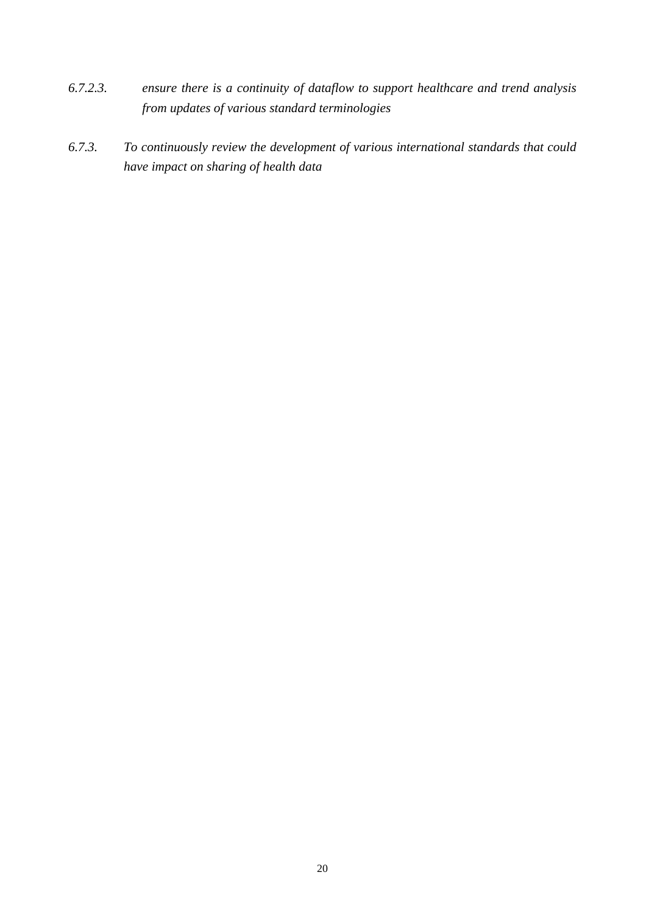*6.7.2.3. ensure there is a continuity of dataflow to support healthcare and trend analysis from updates of various standard terminologies*

*6.7.3. To continuously review the development of various international standards that could have impact on sharing of health data*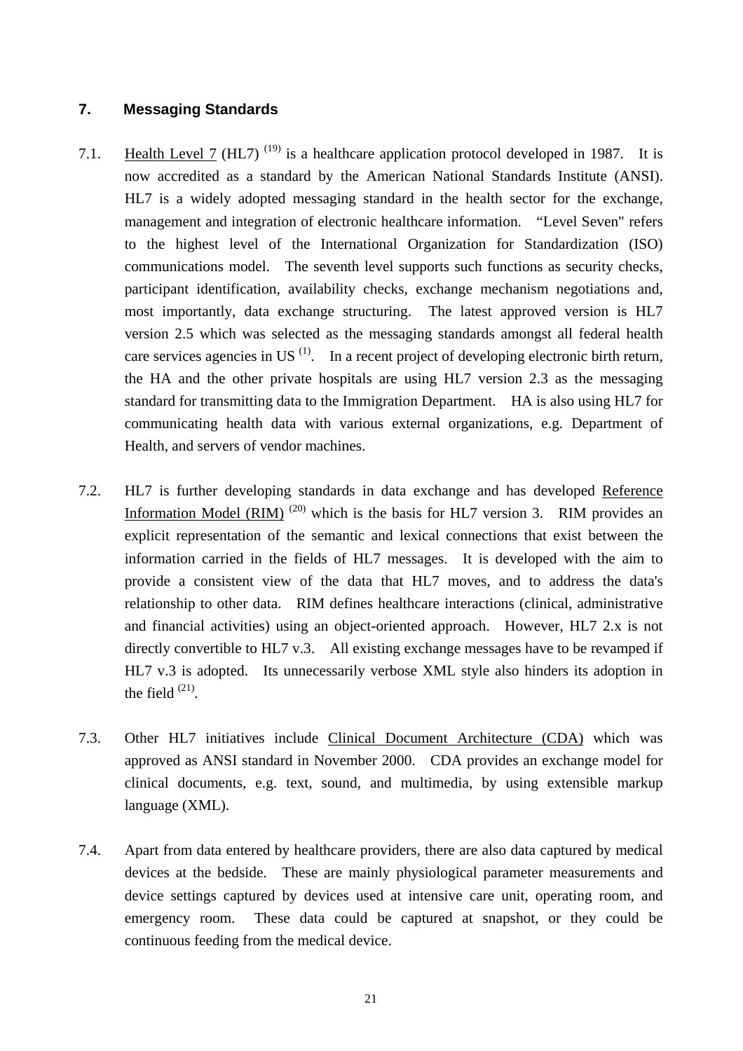## 7. Messaging Standards

7.1. Health Level 7 (HL7) [19] is a healthcare application protocol developed in 1987. It is now accredited as a standard by the American National Standards Institute (ANSI). HL7 is a widely adopted messaging standard in the health sector for the exchange, management and integration of electronic healthcare information. "Level Seven" refers to the highest level of the International Organization for Standardization (ISO) communications model. The seventh level supports such functions as security checks, participant identification, availability checks, exchange mechanism negotiations and, most importantly, data exchange structuring. The latest approved version is HL7 version 2.5 which was selected as the messaging standards amongst all federal health care services agencies in US [1]. In a recent project of developing electronic birth return, the HA and the other private hospitals are using HL7 version 2.3 as the messaging standard for transmitting data to the Immigration Department. HA is also using HL7 for communicating health data with various external organizations, e.g. Department of Health, and servers of vendor machines.

7.2. HL7 is further developing standards in data exchange and has developed Reference Information Model (RIM) [20] which is the basis for HL7 version 3. RIM provides an explicit representation of the semantic and lexical connections that exist between the information carried in the fields of HL7 messages. It is developed with the aim to provide a consistent view of the data that HL7 moves, and to address the data's relationship to other data. RIM defines healthcare interactions (clinical, administrative and financial activities) using an object-oriented approach. However, HL7 2.x is not directly convertible to HL7 v.3. All existing exchange messages have to be revamped if HL7 v.3 is adopted. Its unnecessarily verbose XML style also hinders its adoption in the field [21].

7.3. Other HL7 initiatives include Clinical Document Architecture (CDA) which was approved as ANSI standard in November 2000. CDA provides an exchange model for clinical documents, e.g. text, sound, and multimedia, by using extensible markup language (XML).

7.4. Apart from data entered by healthcare providers, there are also data captured by medical devices at the bedside. These are mainly physiological parameter measurements and device settings captured by devices used at intensive care unit, operating room, and emergency room. These data could be captured at snapshot, or they could be continuous feeding from the medical device.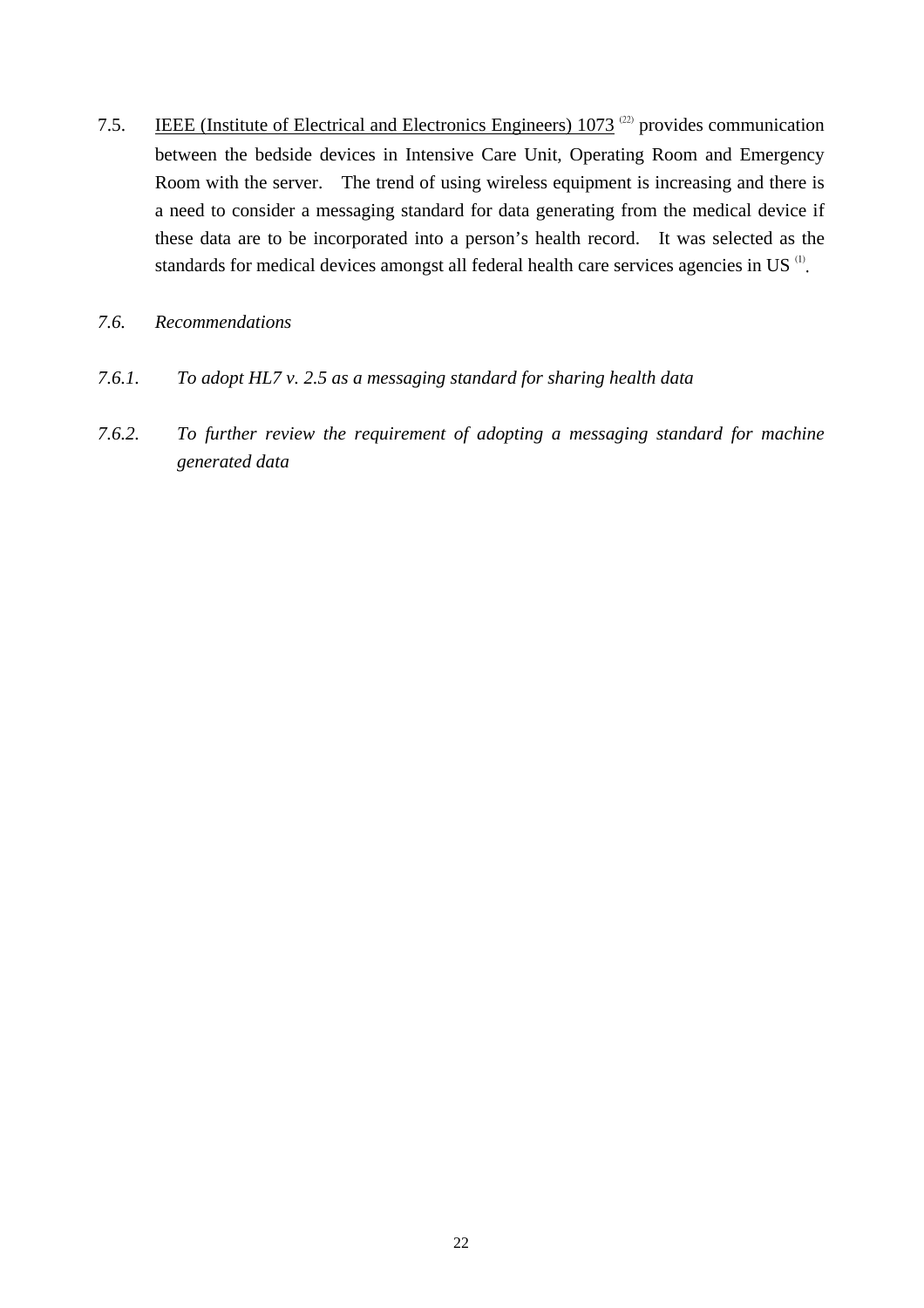7.5. IEEE (Institute of Electrical and Electronics Engineers) 1073 [22] provides communication between the bedside devices in Intensive Care Unit, Operating Room and Emergency Room with the server. The trend of using wireless equipment is increasing and there is a need to consider a messaging standard for data generating from the medical device if these data are to be incorporated into a person's health record. It was selected as the standards for medical devices amongst all federal health care services agencies in US [1].

*7.6. Recommendations*

*7.6.1. To adopt HL7 v. 2.5 as a messaging standard for sharing health data*

*7.6.2. To further review the requirement of adopting a messaging standard for machine generated data*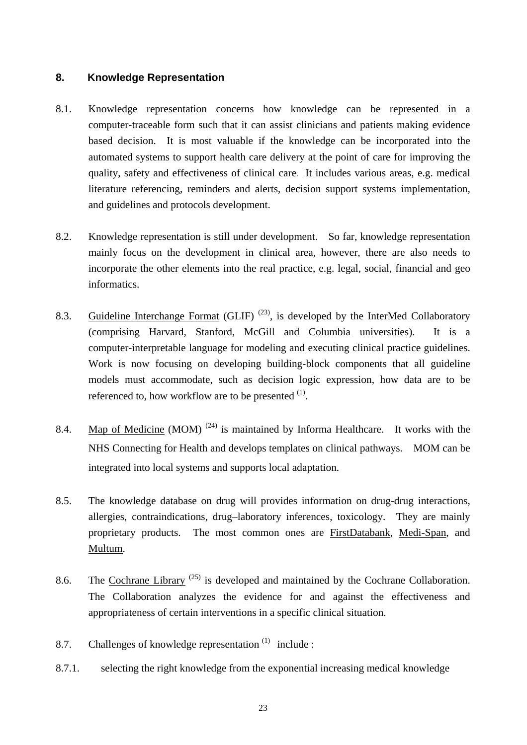## 8. Knowledge Representation

8.1. Knowledge representation concerns how knowledge can be represented in a computer-traceable form such that it can assist clinicians and patients making evidence based decision. It is most valuable if the knowledge can be incorporated into the automated systems to support health care delivery at the point of care for improving the quality, safety and effectiveness of clinical care. It includes various areas, e.g. medical literature referencing, reminders and alerts, decision support systems implementation, and guidelines and protocols development.

8.2. Knowledge representation is still under development. So far, knowledge representation mainly focus on the development in clinical area, however, there are also needs to incorporate the other elements into the real practice, e.g. legal, social, financial and geo informatics.

8.3. Guideline Interchange Format (GLIF) [(23)], is developed by the InterMed Collaboratory (comprising Harvard, Stanford, McGill and Columbia universities). It is a computer-interpretable language for modeling and executing clinical practice guidelines. Work is now focusing on developing building-block components that all guideline models must accommodate, such as decision logic expression, how data are to be referenced to, how workflow are to be presented [(1)].

8.4. Map of Medicine (MOM) [(24)] is maintained by Informa Healthcare. It works with the NHS Connecting for Health and develops templates on clinical pathways. MOM can be integrated into local systems and supports local adaptation.

8.5. The knowledge database on drug will provides information on drug-drug interactions, allergies, contraindications, drug–laboratory inferences, toxicology. They are mainly proprietary products. The most common ones are FirstDatabank, Medi-Span, and Multum.

8.6. The Cochrane Library [(25)] is developed and maintained by the Cochrane Collaboration. The Collaboration analyzes the evidence for and against the effectiveness and appropriateness of certain interventions in a specific clinical situation.

8.7. Challenges of knowledge representation [(1)] include :

8.7.1. selecting the right knowledge from the exponential increasing medical knowledge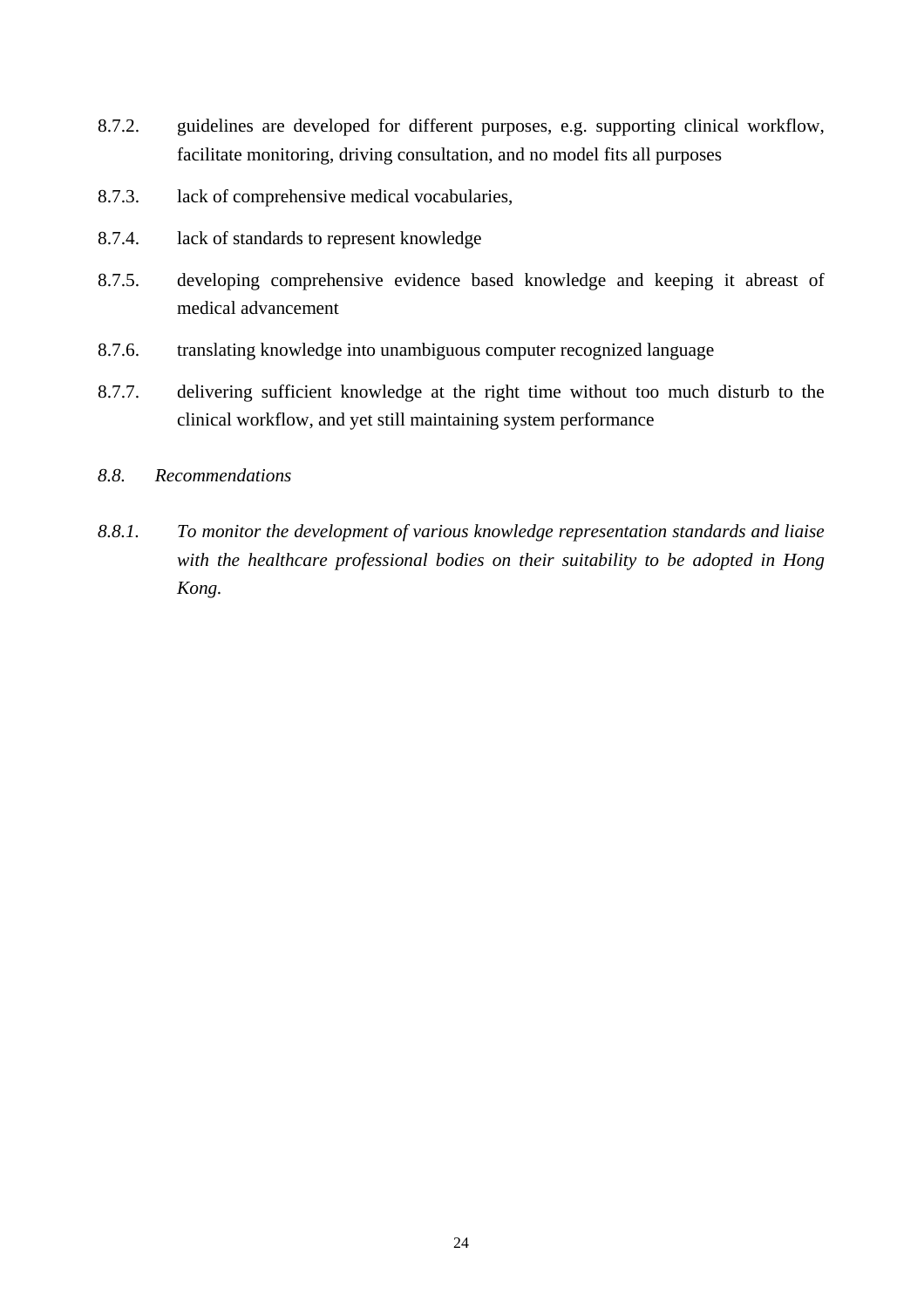8.7.2. guidelines are developed for different purposes, e.g. supporting clinical workflow, facilitate monitoring, driving consultation, and no model fits all purposes

8.7.3. lack of comprehensive medical vocabularies,

8.7.4. lack of standards to represent knowledge

8.7.5. developing comprehensive evidence based knowledge and keeping it abreast of medical advancement

8.7.6. translating knowledge into unambiguous computer recognized language

8.7.7. delivering sufficient knowledge at the right time without too much disturb to the clinical workflow, and yet still maintaining system performance

### *8.8. Recommendations*

*8.8.1. To monitor the development of various knowledge representation standards and liaise with the healthcare professional bodies on their suitability to be adopted in Hong Kong.*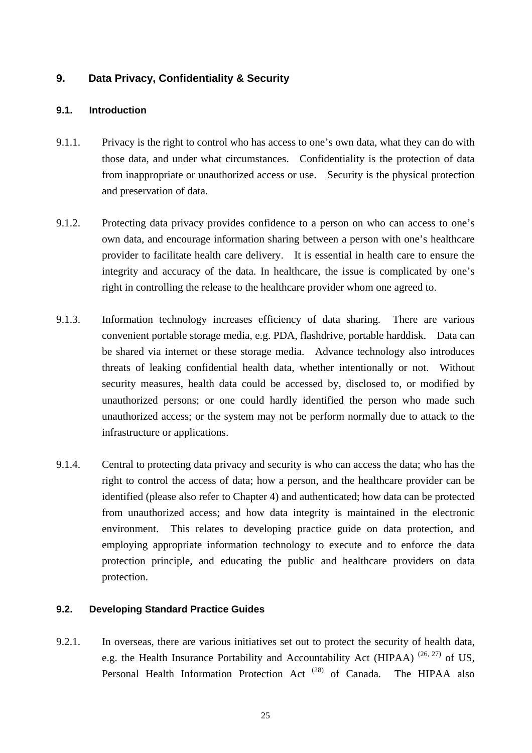## 9. Data Privacy, Confidentiality & Security

### 9.1. Introduction

9.1.1. Privacy is the right to control who has access to one's own data, what they can do with those data, and under what circumstances. Confidentiality is the protection of data from inappropriate or unauthorized access or use. Security is the physical protection and preservation of data.

9.1.2. Protecting data privacy provides confidence to a person on who can access to one's own data, and encourage information sharing between a person with one's healthcare provider to facilitate health care delivery. It is essential in health care to ensure the integrity and accuracy of the data. In healthcare, the issue is complicated by one's right in controlling the release to the healthcare provider whom one agreed to.

9.1.3. Information technology increases efficiency of data sharing. There are various convenient portable storage media, e.g. PDA, flashdrive, portable harddisk. Data can be shared via internet or these storage media. Advance technology also introduces threats of leaking confidential health data, whether intentionally or not. Without security measures, health data could be accessed by, disclosed to, or modified by unauthorized persons; or one could hardly identified the person who made such unauthorized access; or the system may not be perform normally due to attack to the infrastructure or applications.

9.1.4. Central to protecting data privacy and security is who can access the data; who has the right to control the access of data; how a person, and the healthcare provider can be identified (please also refer to Chapter 4) and authenticated; how data can be protected from unauthorized access; and how data integrity is maintained in the electronic environment. This relates to developing practice guide on data protection, and employing appropriate information technology to execute and to enforce the data protection principle, and educating the public and healthcare providers on data protection.

### 9.2. Developing Standard Practice Guides

9.2.1. In overseas, there are various initiatives set out to protect the security of health data, e.g. the Health Insurance Portability and Accountability Act (HIPAA) [26, 27] of US, Personal Health Information Protection Act [28] of Canada. The HIPAA also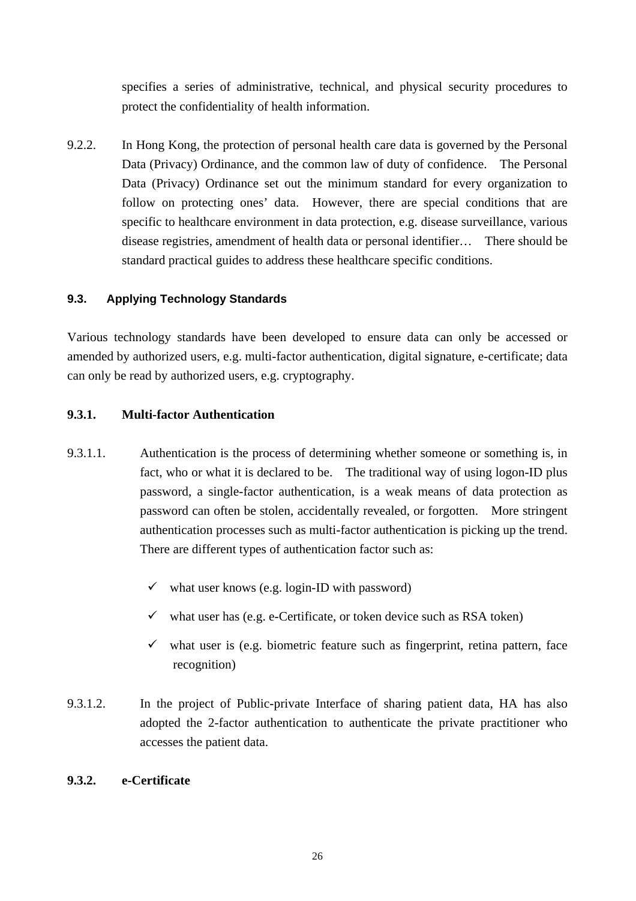specifies a series of administrative, technical, and physical security procedures to protect the confidentiality of health information.

9.2.2. In Hong Kong, the protection of personal health care data is governed by the Personal Data (Privacy) Ordinance, and the common law of duty of confidence. The Personal Data (Privacy) Ordinance set out the minimum standard for every organization to follow on protecting ones' data. However, there are special conditions that are specific to healthcare environment in data protection, e.g. disease surveillance, various disease registries, amendment of health data or personal identifier… There should be standard practical guides to address these healthcare specific conditions.

### 9.3. Applying Technology Standards

Various technology standards have been developed to ensure data can only be accessed or amended by authorized users, e.g. multi-factor authentication, digital signature, e-certificate; data can only be read by authorized users, e.g. cryptography.

#### 9.3.1. Multi-factor Authentication

9.3.1.1. Authentication is the process of determining whether someone or something is, in fact, who or what it is declared to be. The traditional way of using logon-ID plus password, a single-factor authentication, is a weak means of data protection as password can often be stolen, accidentally revealed, or forgotten. More stringent authentication processes such as multi-factor authentication is picking up the trend. There are different types of authentication factor such as:

- ✓ what user knows (e.g. login-ID with password)
- ✓ what user has (e.g. e-Certificate, or token device such as RSA token)
- ✓ what user is (e.g. biometric feature such as fingerprint, retina pattern, face recognition)

9.3.1.2. In the project of Public-private Interface of sharing patient data, HA has also adopted the 2-factor authentication to authenticate the private practitioner who accesses the patient data.

#### 9.3.2. e-Certificate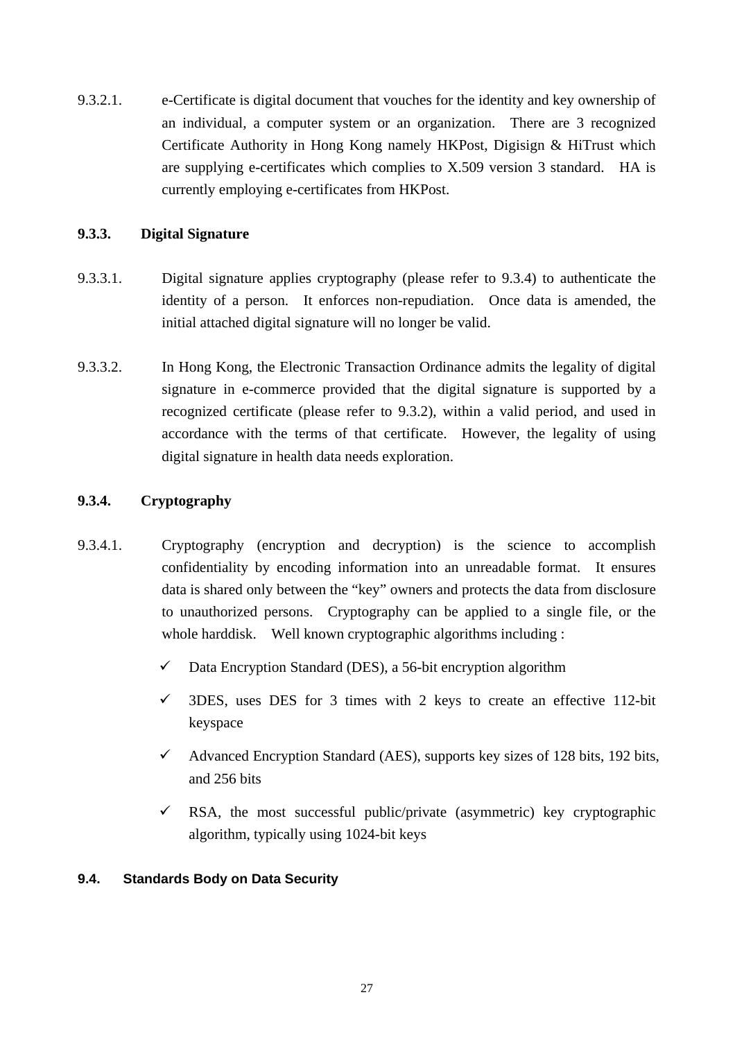9.3.2.1. e-Certificate is digital document that vouches for the identity and key ownership of an individual, a computer system or an organization. There are 3 recognized Certificate Authority in Hong Kong namely HKPost, Digisign & HiTrust which are supplying e-certificates which complies to X.509 version 3 standard. HA is currently employing e-certificates from HKPost.

### 9.3.3. Digital Signature

9.3.3.1. Digital signature applies cryptography (please refer to 9.3.4) to authenticate the identity of a person. It enforces non-repudiation. Once data is amended, the initial attached digital signature will no longer be valid.

9.3.3.2. In Hong Kong, the Electronic Transaction Ordinance admits the legality of digital signature in e-commerce provided that the digital signature is supported by a recognized certificate (please refer to 9.3.2), within a valid period, and used in accordance with the terms of that certificate. However, the legality of using digital signature in health data needs exploration.

### 9.3.4. Cryptography

9.3.4.1. Cryptography (encryption and decryption) is the science to accomplish confidentiality by encoding information into an unreadable format. It ensures data is shared only between the "key" owners and protects the data from disclosure to unauthorized persons. Cryptography can be applied to a single file, or the whole harddisk. Well known cryptographic algorithms including :

- ✓ Data Encryption Standard (DES), a 56-bit encryption algorithm
- ✓ 3DES, uses DES for 3 times with 2 keys to create an effective 112-bit keyspace
- ✓ Advanced Encryption Standard (AES), supports key sizes of 128 bits, 192 bits, and 256 bits
- ✓ RSA, the most successful public/private (asymmetric) key cryptographic algorithm, typically using 1024-bit keys

## 9.4. Standards Body on Data Security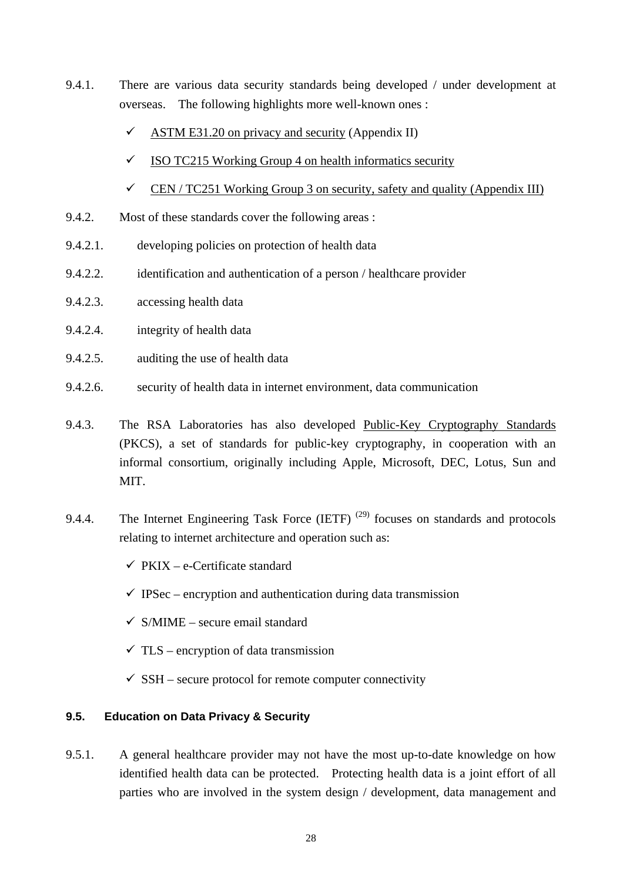9.4.1. There are various data security standards being developed / under development at overseas. The following highlights more well-known ones :

- ✓ ASTM E31.20 on privacy and security (Appendix II)
- ✓ ISO TC215 Working Group 4 on health informatics security
- ✓ CEN / TC251 Working Group 3 on security, safety and quality (Appendix III)

9.4.2. Most of these standards cover the following areas :

9.4.2.1. developing policies on protection of health data

9.4.2.2. identification and authentication of a person / healthcare provider

9.4.2.3. accessing health data

9.4.2.4. integrity of health data

9.4.2.5. auditing the use of health data

9.4.2.6. security of health data in internet environment, data communication

9.4.3. The RSA Laboratories has also developed Public-Key Cryptography Standards (PKCS), a set of standards for public-key cryptography, in cooperation with an informal consortium, originally including Apple, Microsoft, DEC, Lotus, Sun and MIT.

9.4.4. The Internet Engineering Task Force (IETF) [(29)] focuses on standards and protocols relating to internet architecture and operation such as:

- ✓ PKIX – e-Certificate standard
- ✓ IPSec – encryption and authentication during data transmission
- ✓ S/MIME – secure email standard
- ✓ TLS – encryption of data transmission
- ✓ SSH – secure protocol for remote computer connectivity

### 9.5. Education on Data Privacy & Security

9.5.1. A general healthcare provider may not have the most up-to-date knowledge on how identified health data can be protected. Protecting health data is a joint effort of all parties who are involved in the system design / development, data management and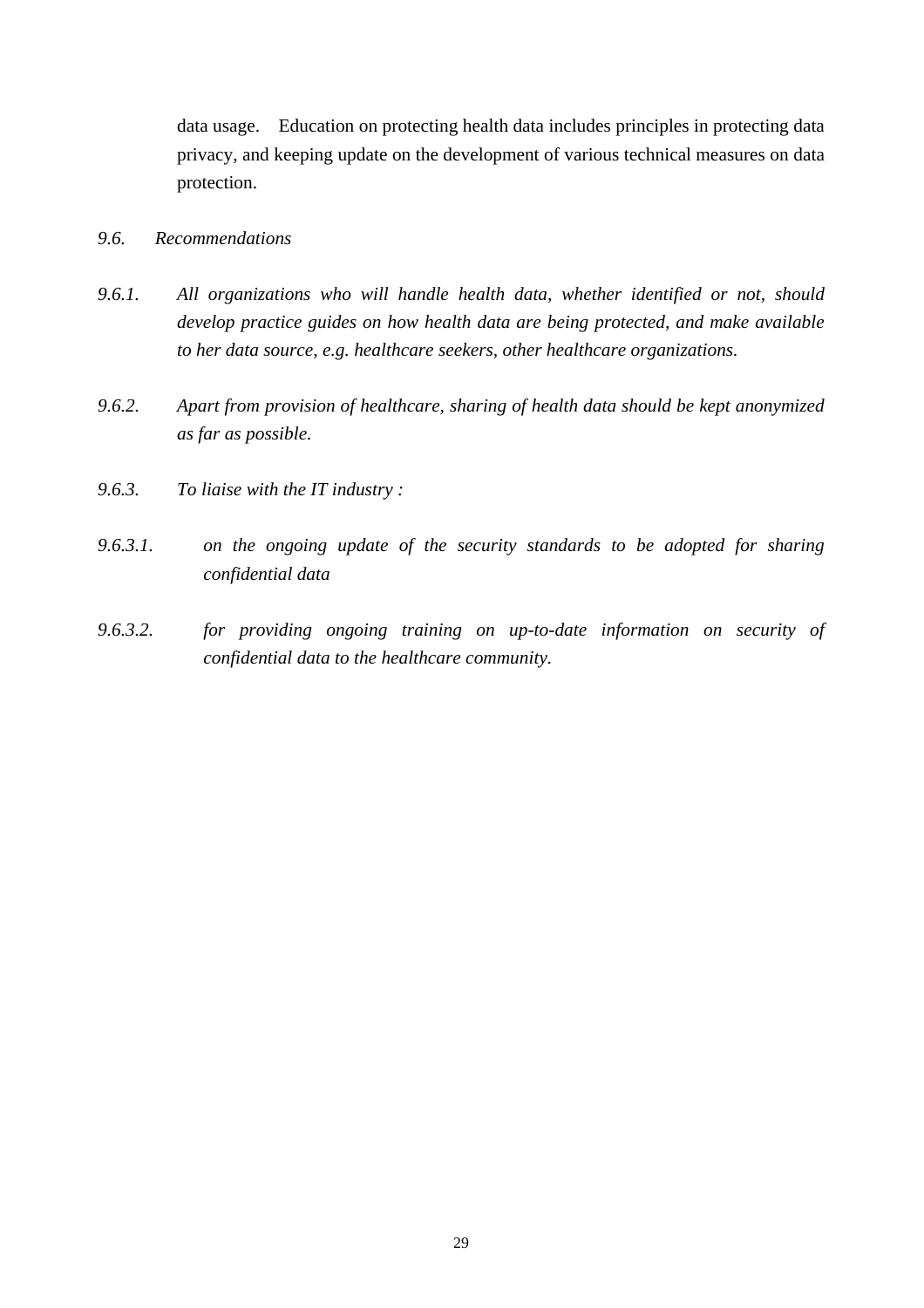data usage. Education on protecting health data includes principles in protecting data privacy, and keeping update on the development of various technical measures on data protection.

*9.6. Recommendations*

*9.6.1. All organizations who will handle health data, whether identified or not, should develop practice guides on how health data are being protected, and make available to her data source, e.g. healthcare seekers, other healthcare organizations.*

*9.6.2. Apart from provision of healthcare, sharing of health data should be kept anonymized as far as possible.*

*9.6.3. To liaise with the IT industry :*

*9.6.3.1. on the ongoing update of the security standards to be adopted for sharing confidential data*

*9.6.3.2. for providing ongoing training on up-to-date information on security of confidential data to the healthcare community.*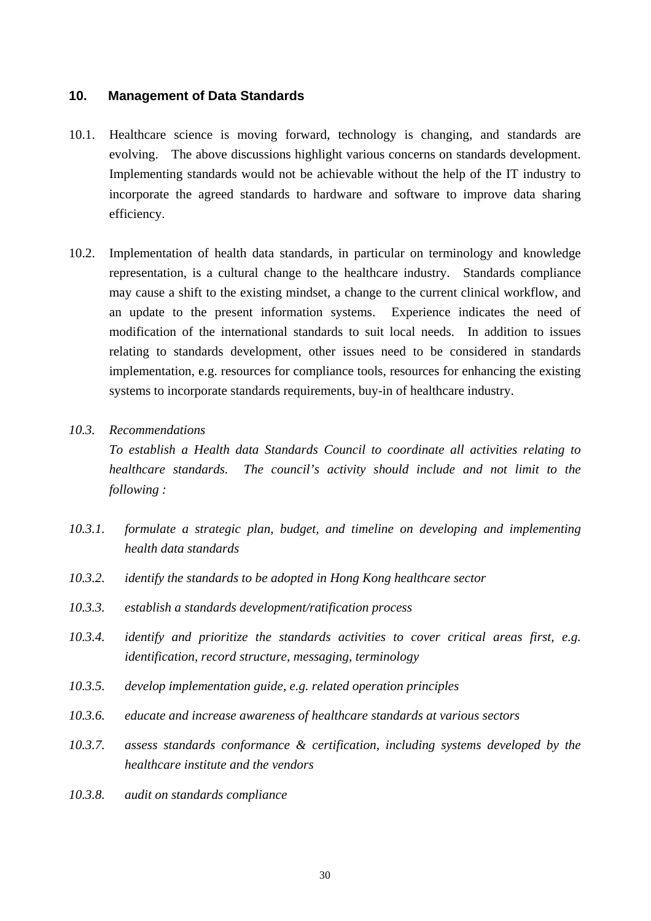## 10. Management of Data Standards

10.1. Healthcare science is moving forward, technology is changing, and standards are evolving. The above discussions highlight various concerns on standards development. Implementing standards would not be achievable without the help of the IT industry to incorporate the agreed standards to hardware and software to improve data sharing efficiency.

10.2. Implementation of health data standards, in particular on terminology and knowledge representation, is a cultural change to the healthcare industry. Standards compliance may cause a shift to the existing mindset, a change to the current clinical workflow, and an update to the present information systems. Experience indicates the need of modification of the international standards to suit local needs. In addition to issues relating to standards development, other issues need to be considered in standards implementation, e.g. resources for compliance tools, resources for enhancing the existing systems to incorporate standards requirements, buy-in of healthcare industry.

*10.3. Recommendations*

*To establish a Health data Standards Council to coordinate all activities relating to healthcare standards. The council's activity should include and not limit to the following :*

*10.3.1. formulate a strategic plan, budget, and timeline on developing and implementing health data standards*

*10.3.2. identify the standards to be adopted in Hong Kong healthcare sector*

*10.3.3. establish a standards development/ratification process*

*10.3.4. identify and prioritize the standards activities to cover critical areas first, e.g. identification, record structure, messaging, terminology*

*10.3.5. develop implementation guide, e.g. related operation principles*

*10.3.6. educate and increase awareness of healthcare standards at various sectors*

*10.3.7. assess standards conformance & certification, including systems developed by the healthcare institute and the vendors*

*10.3.8. audit on standards compliance*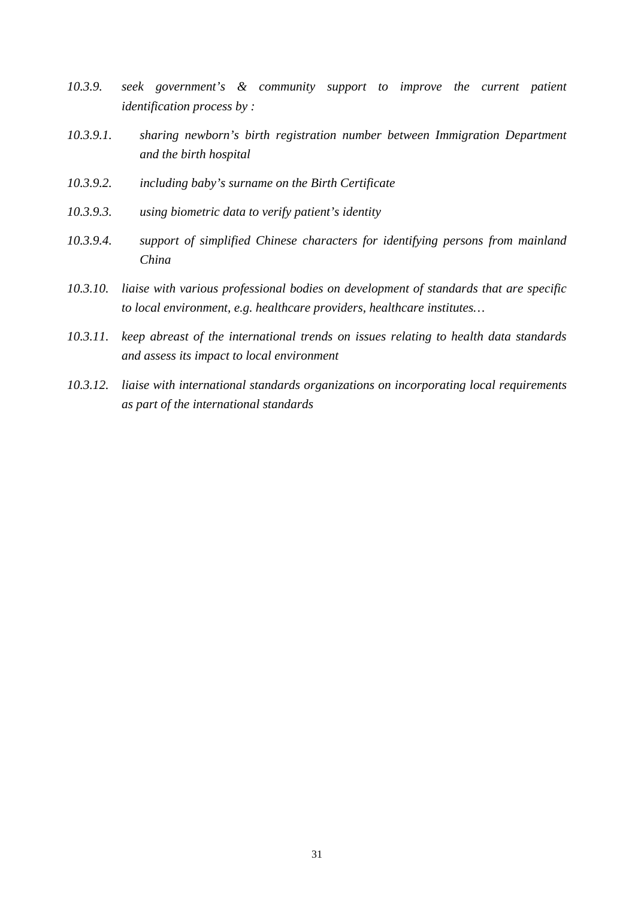*10.3.9. seek government's & community support to improve the current patient identification process by :*

*10.3.9.1. sharing newborn's birth registration number between Immigration Department and the birth hospital*

*10.3.9.2. including baby's surname on the Birth Certificate*

*10.3.9.3. using biometric data to verify patient's identity*

*10.3.9.4. support of simplified Chinese characters for identifying persons from mainland China*

*10.3.10. liaise with various professional bodies on development of standards that are specific to local environment, e.g. healthcare providers, healthcare institutes…*

*10.3.11. keep abreast of the international trends on issues relating to health data standards and assess its impact to local environment*

*10.3.12. liaise with international standards organizations on incorporating local requirements as part of the international standards*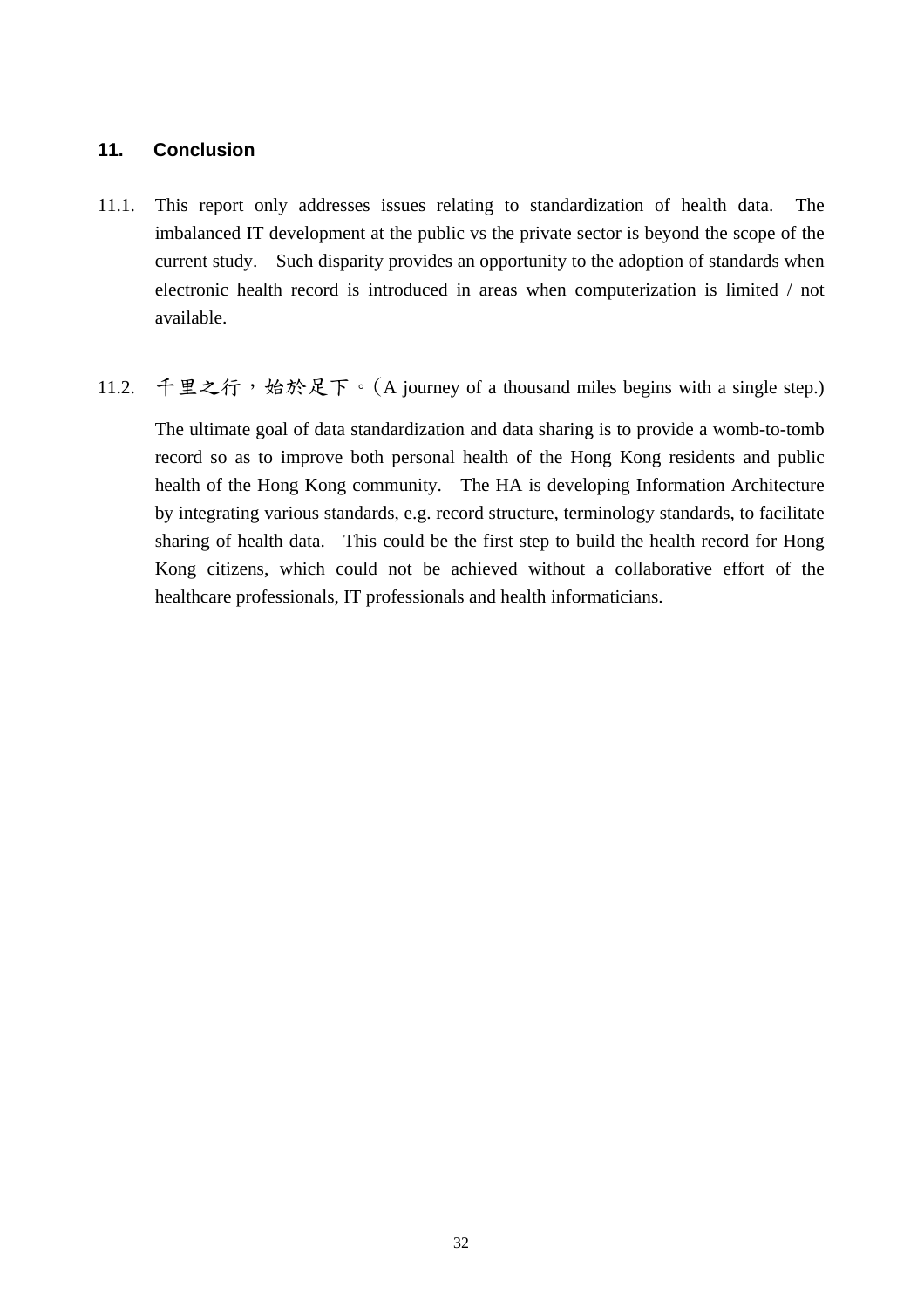## 11. Conclusion

11.1. This report only addresses issues relating to standardization of health data. The imbalanced IT development at the public vs the private sector is beyond the scope of the current study. Such disparity provides an opportunity to the adoption of standards when electronic health record is introduced in areas when computerization is limited / not available.

11.2. 千里之行，始於足下。(A journey of a thousand miles begins with a single step.)

The ultimate goal of data standardization and data sharing is to provide a womb-to-tomb record so as to improve both personal health of the Hong Kong residents and public health of the Hong Kong community. The HA is developing Information Architecture by integrating various standards, e.g. record structure, terminology standards, to facilitate sharing of health data. This could be the first step to build the health record for Hong Kong citizens, which could not be achieved without a collaborative effort of the healthcare professionals, IT professionals and health informaticians.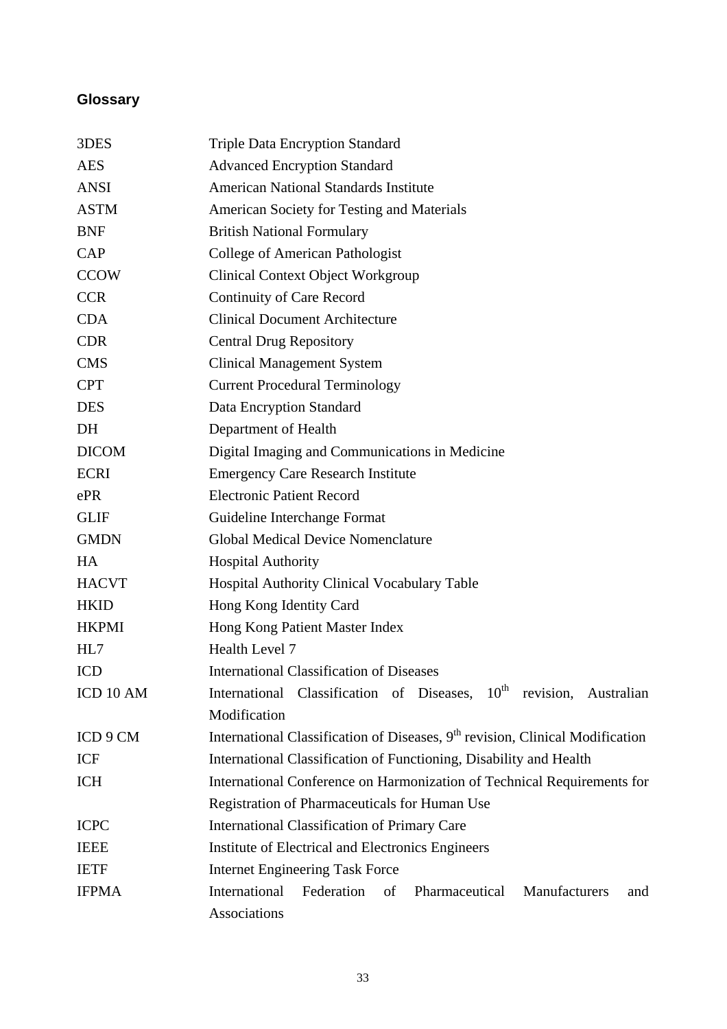## Glossary

| | |
|---|---|
| 3DES | Triple Data Encryption Standard |
| AES | Advanced Encryption Standard |
| ANSI | American National Standards Institute |
| ASTM | American Society for Testing and Materials |
| BNF | British National Formulary |
| CAP | College of American Pathologist |
| CCOW | Clinical Context Object Workgroup |
| CCR | Continuity of Care Record |
| CDA | Clinical Document Architecture |
| CDR | Central Drug Repository |
| CMS | Clinical Management System |
| CPT | Current Procedural Terminology |
| DES | Data Encryption Standard |
| DH | Department of Health |
| DICOM | Digital Imaging and Communications in Medicine |
| ECRI | Emergency Care Research Institute |
| ePR | Electronic Patient Record |
| GLIF | Guideline Interchange Format |
| GMDN | Global Medical Device Nomenclature |
| HA | Hospital Authority |
| HACVT | Hospital Authority Clinical Vocabulary Table |
| HKID | Hong Kong Identity Card |
| HKPMI | Hong Kong Patient Master Index |
| HL7 | Health Level 7 |
| ICD | International Classification of Diseases |
| ICD 10 AM | International Classification of Diseases, 10th revision, Australian Modification |
| ICD 9 CM | International Classification of Diseases, 9th revision, Clinical Modification |
| ICF | International Classification of Functioning, Disability and Health |
| ICH | International Conference on Harmonization of Technical Requirements for Registration of Pharmaceuticals for Human Use |
| ICPC | International Classification of Primary Care |
| IEEE | Institute of Electrical and Electronics Engineers |
| IETF | Internet Engineering Task Force |
| IFPMA | International Federation of Pharmaceutical Manufacturers and Associations |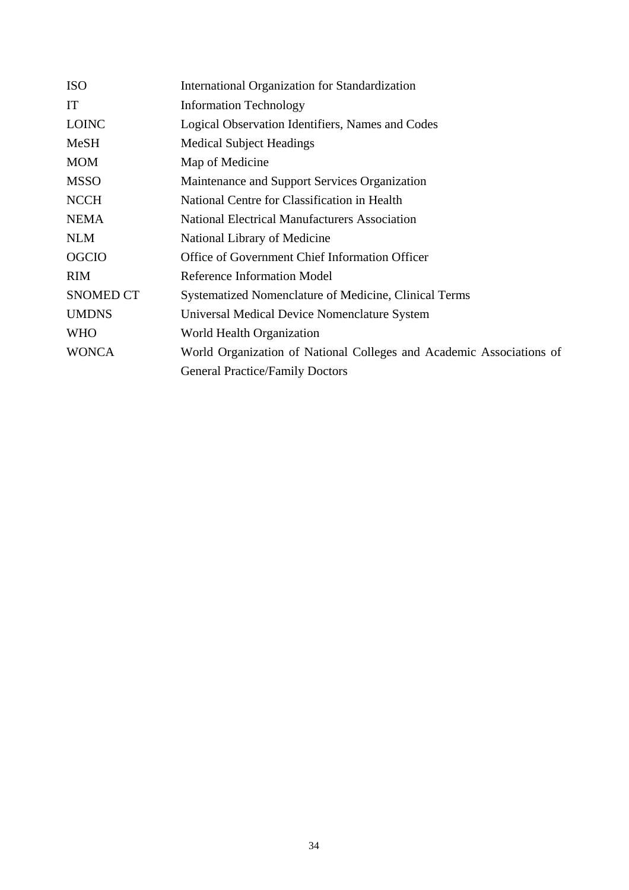| | |
|---|---|
| ISO | International Organization for Standardization |
| IT | Information Technology |
| LOINC | Logical Observation Identifiers, Names and Codes |
| MeSH | Medical Subject Headings |
| MOM | Map of Medicine |
| MSSO | Maintenance and Support Services Organization |
| NCCH | National Centre for Classification in Health |
| NEMA | National Electrical Manufacturers Association |
| NLM | National Library of Medicine |
| OGCIO | Office of Government Chief Information Officer |
| RIM | Reference Information Model |
| SNOMED CT | Systematized Nomenclature of Medicine, Clinical Terms |
| UMDNS | Universal Medical Device Nomenclature System |
| WHO | World Health Organization |
| WONCA | World Organization of National Colleges and Academic Associations of General Practice/Family Doctors |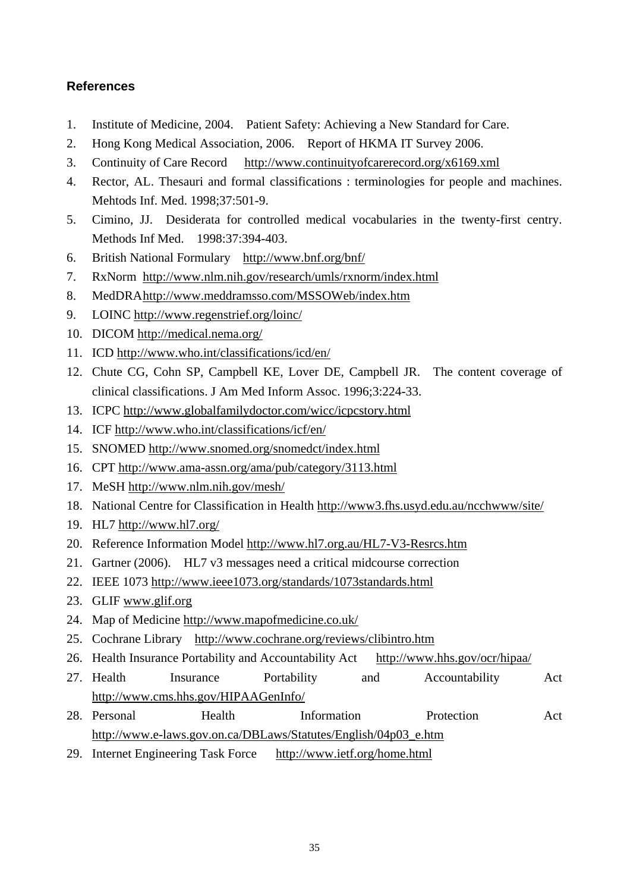## References

1. Institute of Medicine, 2004. Patient Safety: Achieving a New Standard for Care.
2. Hong Kong Medical Association, 2006. Report of HKMA IT Survey 2006.
3. Continuity of Care Record http://www.continuityofcarerecord.org/x6169.xml
4. Rector, AL. Thesauri and formal classifications : terminologies for people and machines. Mehtods Inf. Med. 1998;37:501-9.
5. Cimino, JJ. Desiderata for controlled medical vocabularies in the twenty-first centry. Methods Inf Med. 1998:37:394-403.
6. British National Formulary http://www.bnf.org/bnf/
7. RxNorm http://www.nlm.nih.gov/research/umls/rxnorm/index.html
8. MedDRA http://www.meddramsso.com/MSSOWeb/index.htm
9. LOINC http://www.regenstrief.org/loinc/
10. DICOM http://medical.nema.org/
11. ICD http://www.who.int/classifications/icd/en/
12. Chute CG, Cohn SP, Campbell KE, Lover DE, Campbell JR. The content coverage of clinical classifications. J Am Med Inform Assoc. 1996;3:224-33.
13. ICPC http://www.globalfamilydoctor.com/wicc/icpcstory.html
14. ICF http://www.who.int/classifications/icf/en/
15. SNOMED http://www.snomed.org/snomedct/index.html
16. CPT http://www.ama-assn.org/ama/pub/category/3113.html
17. MeSH http://www.nlm.nih.gov/mesh/
18. National Centre for Classification in Health http://www3.fhs.usyd.edu.au/ncchwww/site/
19. HL7 http://www.hl7.org/
20. Reference Information Model http://www.hl7.org.au/HL7-V3-Resrcs.htm
21. Gartner (2006). HL7 v3 messages need a critical midcourse correction
22. IEEE 1073 http://www.ieee1073.org/standards/1073standards.html
23. GLIF www.glif.org
24. Map of Medicine http://www.mapofmedicine.co.uk/
25. Cochrane Library http://www.cochrane.org/reviews/clibintro.htm
26. Health Insurance Portability and Accountability Act http://www.hhs.gov/ocr/hipaa/
27. Health Insurance Portability and Accountability Act http://www.cms.hhs.gov/HIPAAGenInfo/
28. Personal Health Information Protection Act http://www.e-laws.gov.on.ca/DBLaws/Statutes/English/04p03_e.htm
29. Internet Engineering Task Force http://www.ietf.org/home.html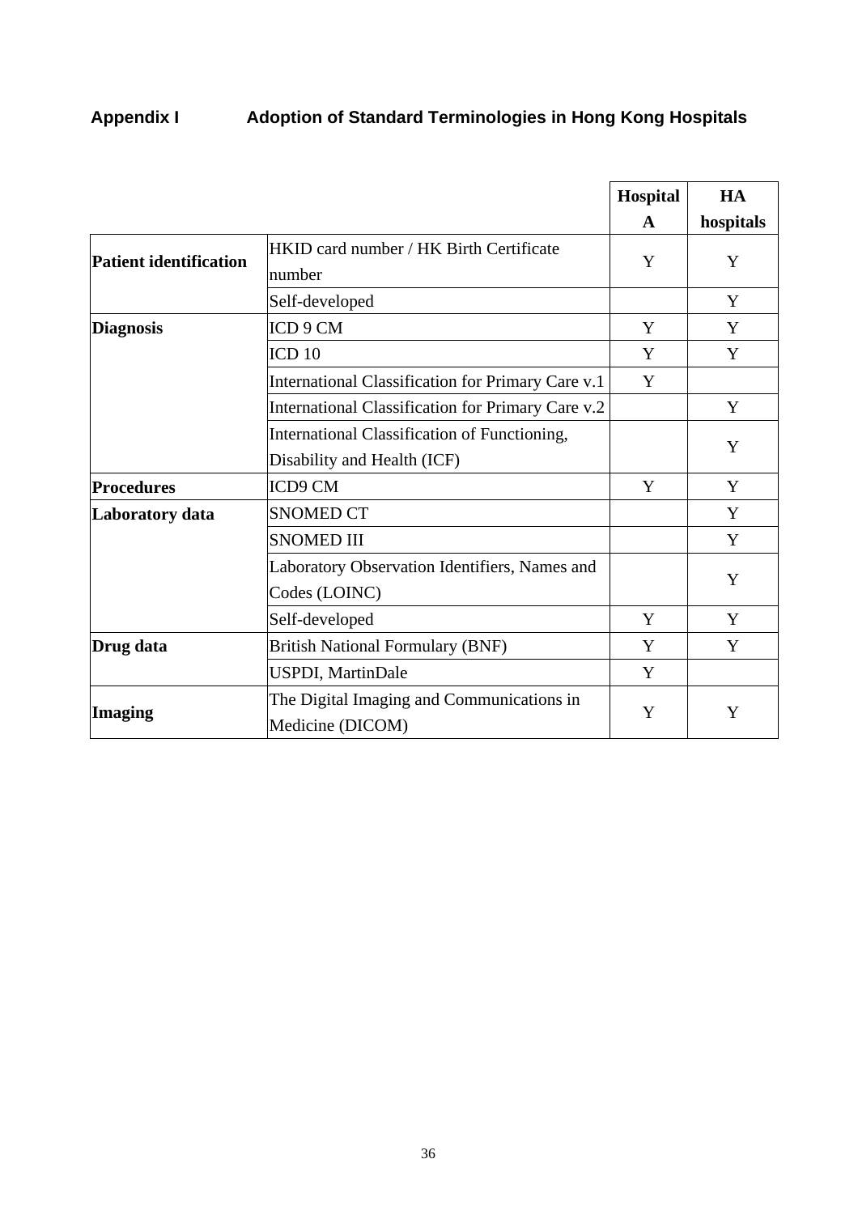## Appendix I Adoption of Standard Terminologies in Hong Kong Hospitals

| | | Hospital A | HA hospitals |
|---|---|---|---|
| **Patient identification** | HKID card number / HK Birth Certificate number | Y | Y |
| | Self-developed | | Y |
| **Diagnosis** | ICD 9 CM | Y | Y |
| | ICD 10 | Y | Y |
| | International Classification for Primary Care v.1 | Y | |
| | International Classification for Primary Care v.2 | | Y |
| | International Classification of Functioning, Disability and Health (ICF) | | Y |
| **Procedures** | ICD9 CM | Y | Y |
| **Laboratory data** | SNOMED CT | | Y |
| | SNOMED III | | Y |
| | Laboratory Observation Identifiers, Names and Codes (LOINC) | | Y |
| | Self-developed | Y | Y |
| **Drug data** | British National Formulary (BNF) | Y | Y |
| | USPDI, MartinDale | Y | |
| **Imaging** | The Digital Imaging and Communications in Medicine (DICOM) | Y | Y |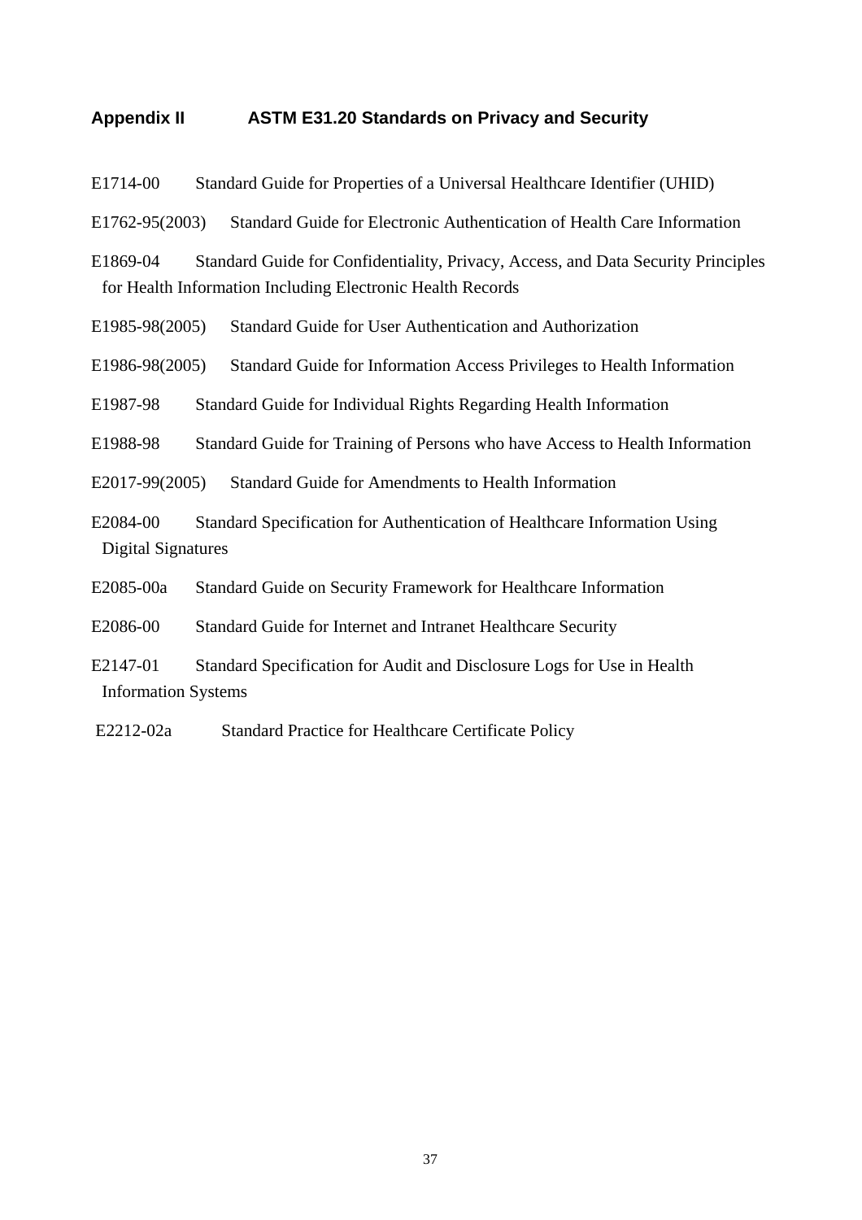## Appendix II ASTM E31.20 Standards on Privacy and Security

E1714-00 Standard Guide for Properties of a Universal Healthcare Identifier (UHID)

E1762-95(2003) Standard Guide for Electronic Authentication of Health Care Information

E1869-04 Standard Guide for Confidentiality, Privacy, Access, and Data Security Principles for Health Information Including Electronic Health Records

E1985-98(2005) Standard Guide for User Authentication and Authorization

E1986-98(2005) Standard Guide for Information Access Privileges to Health Information

E1987-98 Standard Guide for Individual Rights Regarding Health Information

E1988-98 Standard Guide for Training of Persons who have Access to Health Information

E2017-99(2005) Standard Guide for Amendments to Health Information

E2084-00 Standard Specification for Authentication of Healthcare Information Using Digital Signatures

E2085-00a Standard Guide on Security Framework for Healthcare Information

E2086-00 Standard Guide for Internet and Intranet Healthcare Security

E2147-01 Standard Specification for Audit and Disclosure Logs for Use in Health Information Systems

E2212-02a Standard Practice for Healthcare Certificate Policy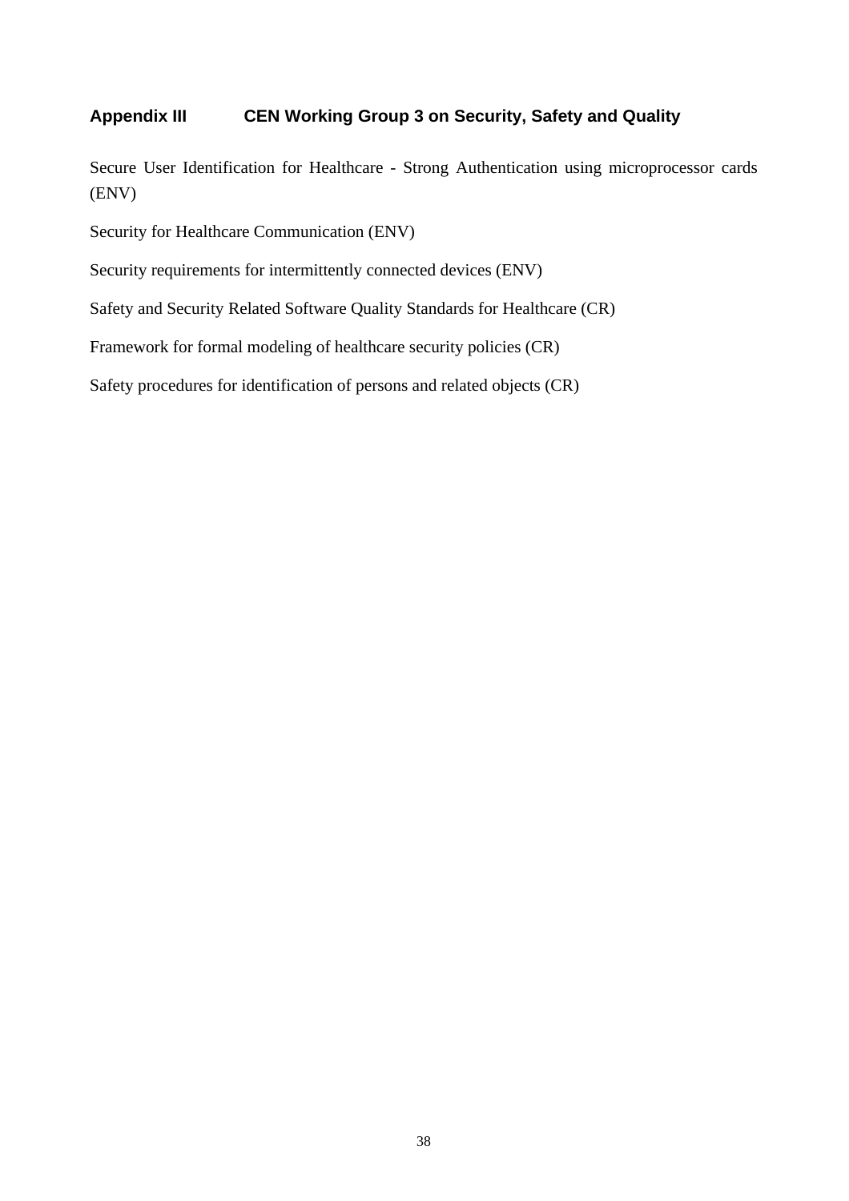## Appendix III CEN Working Group 3 on Security, Safety and Quality

Secure User Identification for Healthcare - Strong Authentication using microprocessor cards (ENV)

Security for Healthcare Communication (ENV)

Security requirements for intermittently connected devices (ENV)

Safety and Security Related Software Quality Standards for Healthcare (CR)

Framework for formal modeling of healthcare security policies (CR)

Safety procedures for identification of persons and related objects (CR)